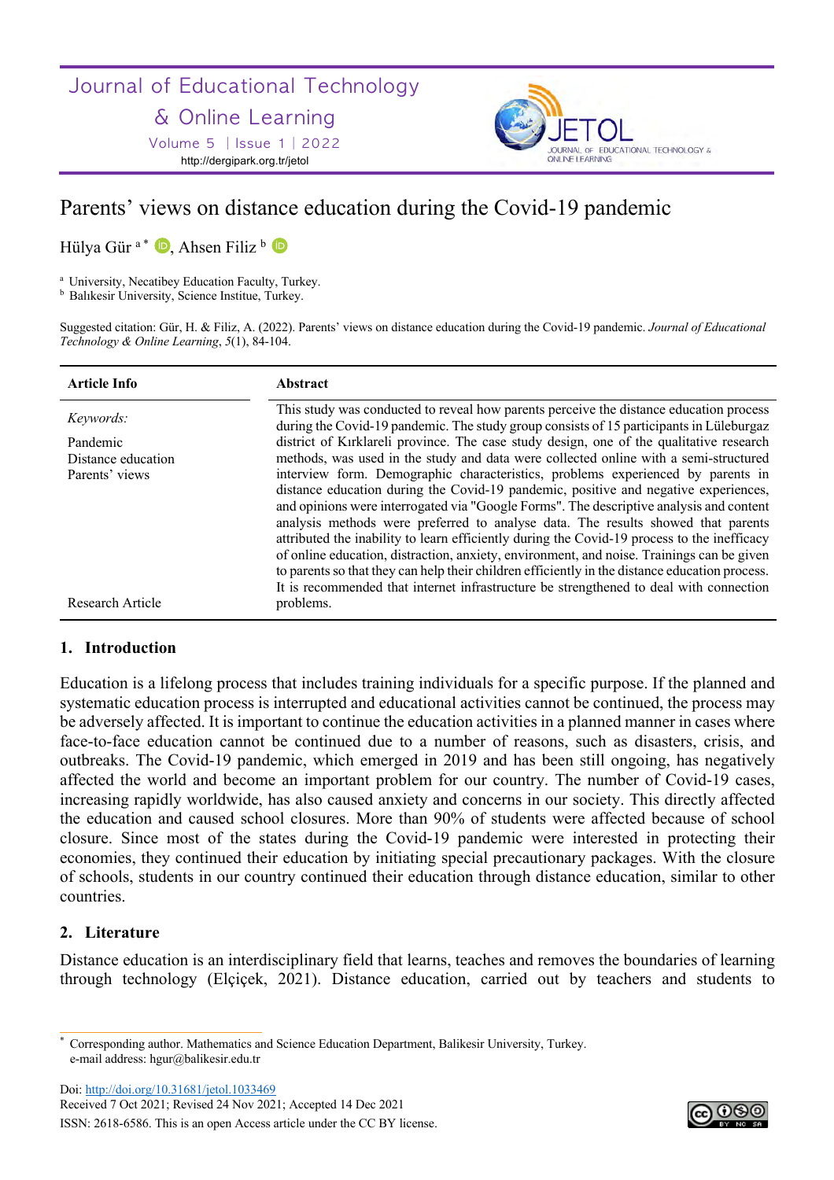Journal of Educational Technology & Online Learning

Volume 5 | Issue 1 | 2022

http://dergipark.org.tr/jetol

# Parents' views on distance education during the Covid-19 pandemic

Hülya Gür [a]*, Ahsen Filiz [b]

[a] University, Necatibey Education Faculty, Turkey.
[b] Balıkesir University, Science Institue, Turkey.

Suggested citation: Gür, H. & Filiz, A. (2022). Parents' views on distance education during the Covid-19 pandemic. *Journal of Educational Technology & Online Learning*, *5*(1), 84-104.

| Article Info | Abstract |
|---|---|
| *Keywords:* Pandemic, Distance education, Parents' views | This study was conducted to reveal how parents perceive the distance education process during the Covid-19 pandemic. The study group consists of 15 participants in Lüleburgaz district of Kırklareli province. The case study design, one of the qualitative research methods, was used in the study and data were collected online with a semi-structured interview form. Demographic characteristics, problems experienced by parents in distance education during the Covid-19 pandemic, positive and negative experiences, and opinions were interrogated via "Google Forms". The descriptive analysis and content analysis methods were preferred to analyse data. The results showed that parents attributed the inability to learn efficiently during the Covid-19 process to the inefficacy of online education, distraction, anxiety, environment, and noise. Trainings can be given to parents so that they can help their children efficiently in the distance education process. It is recommended that internet infrastructure be strengthened to deal with connection problems. |
| Research Article | |

## 1. Introduction

Education is a lifelong process that includes training individuals for a specific purpose. If the planned and systematic education process is interrupted and educational activities cannot be continued, the process may be adversely affected. It is important to continue the education activities in a planned manner in cases where face-to-face education cannot be continued due to a number of reasons, such as disasters, crisis, and outbreaks. The Covid-19 pandemic, which emerged in 2019 and has been still ongoing, has negatively affected the world and become an important problem for our country. The number of Covid-19 cases, increasing rapidly worldwide, has also caused anxiety and concerns in our society. This directly affected the education and caused school closures. More than 90% of students were affected because of school closure. Since most of the states during the Covid-19 pandemic were interested in protecting their economies, they continued their education by initiating special precautionary packages. With the closure of schools, students in our country continued their education through distance education, similar to other countries.

## 2. Literature

Distance education is an interdisciplinary field that learns, teaches and removes the boundaries of learning through technology (Elçiçek, 2021). Distance education, carried out by teachers and students to

---

* Corresponding author. Mathematics and Science Education Department, Balikesir University, Turkey.
e-mail address: hgur@balikesir.edu.tr

Doi: http://doi.org/10.31681/jetol.1033469
Received 7 Oct 2021; Revised 24 Nov 2021; Accepted 14 Dec 2021
ISSN: 2618-6586. This is an open Access article under the CC BY license.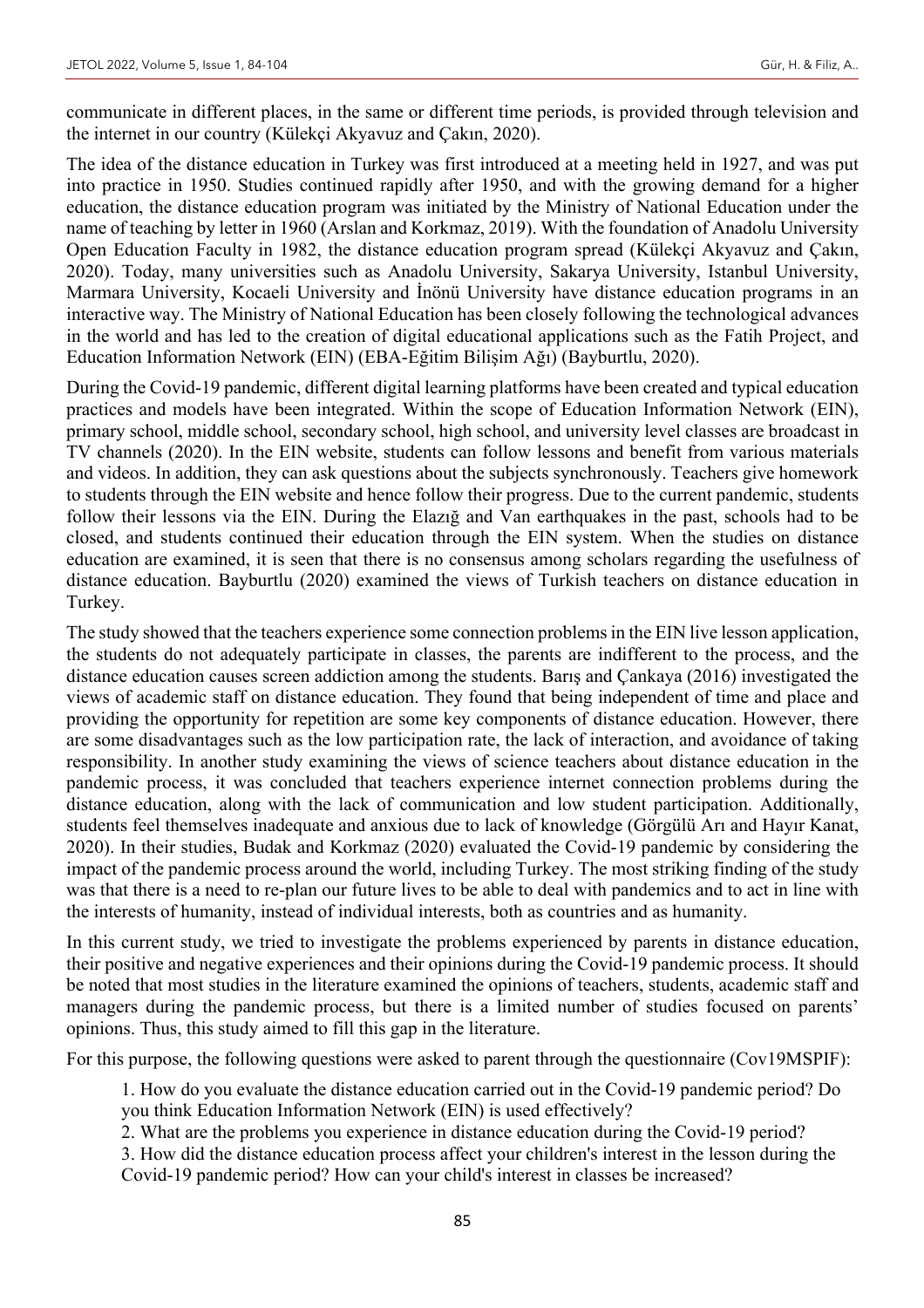communicate in different places, in the same or different time periods, is provided through television and the internet in our country (Külekçi Akyavuz and Çakın, 2020).

The idea of the distance education in Turkey was first introduced at a meeting held in 1927, and was put into practice in 1950. Studies continued rapidly after 1950, and with the growing demand for a higher education, the distance education program was initiated by the Ministry of National Education under the name of teaching by letter in 1960 (Arslan and Korkmaz, 2019). With the foundation of Anadolu University Open Education Faculty in 1982, the distance education program spread (Külekçi Akyavuz and Çakın, 2020). Today, many universities such as Anadolu University, Sakarya University, Istanbul University, Marmara University, Kocaeli University and İnönü University have distance education programs in an interactive way. The Ministry of National Education has been closely following the technological advances in the world and has led to the creation of digital educational applications such as the Fatih Project, and Education Information Network (EIN) (EBA-Eğitim Bilişim Ağı) (Bayburtlu, 2020).

During the Covid-19 pandemic, different digital learning platforms have been created and typical education practices and models have been integrated. Within the scope of Education Information Network (EIN), primary school, middle school, secondary school, high school, and university level classes are broadcast in TV channels (2020). In the EIN website, students can follow lessons and benefit from various materials and videos. In addition, they can ask questions about the subjects synchronously. Teachers give homework to students through the EIN website and hence follow their progress. Due to the current pandemic, students follow their lessons via the EIN. During the Elazığ and Van earthquakes in the past, schools had to be closed, and students continued their education through the EIN system. When the studies on distance education are examined, it is seen that there is no consensus among scholars regarding the usefulness of distance education. Bayburtlu (2020) examined the views of Turkish teachers on distance education in Turkey.

The study showed that the teachers experience some connection problems in the EIN live lesson application, the students do not adequately participate in classes, the parents are indifferent to the process, and the distance education causes screen addiction among the students. Barış and Çankaya (2016) investigated the views of academic staff on distance education. They found that being independent of time and place and providing the opportunity for repetition are some key components of distance education. However, there are some disadvantages such as the low participation rate, the lack of interaction, and avoidance of taking responsibility. In another study examining the views of science teachers about distance education in the pandemic process, it was concluded that teachers experience internet connection problems during the distance education, along with the lack of communication and low student participation. Additionally, students feel themselves inadequate and anxious due to lack of knowledge (Görgülü Arı and Hayır Kanat, 2020). In their studies, Budak and Korkmaz (2020) evaluated the Covid-19 pandemic by considering the impact of the pandemic process around the world, including Turkey. The most striking finding of the study was that there is a need to re-plan our future lives to be able to deal with pandemics and to act in line with the interests of humanity, instead of individual interests, both as countries and as humanity.

In this current study, we tried to investigate the problems experienced by parents in distance education, their positive and negative experiences and their opinions during the Covid-19 pandemic process. It should be noted that most studies in the literature examined the opinions of teachers, students, academic staff and managers during the pandemic process, but there is a limited number of studies focused on parents' opinions. Thus, this study aimed to fill this gap in the literature.

For this purpose, the following questions were asked to parent through the questionnaire (Cov19MSPIF):

1. How do you evaluate the distance education carried out in the Covid-19 pandemic period? Do you think Education Information Network (EIN) is used effectively?
2. What are the problems you experience in distance education during the Covid-19 period?
3. How did the distance education process affect your children's interest in the lesson during the Covid-19 pandemic period? How can your child's interest in classes be increased?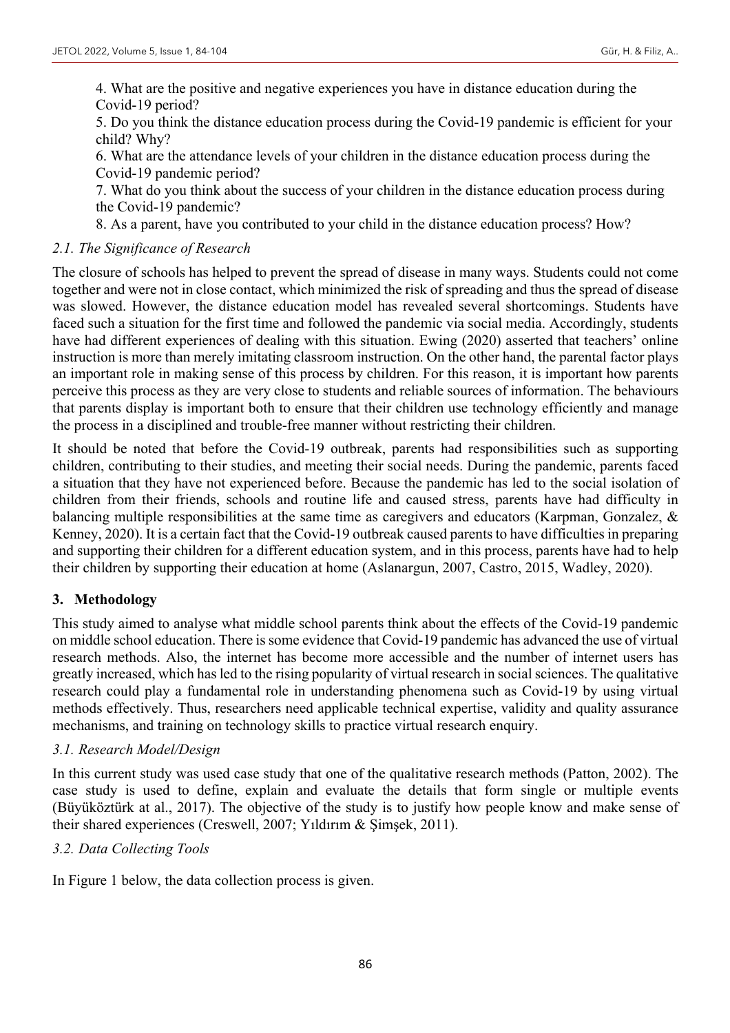4. What are the positive and negative experiences you have in distance education during the Covid-19 period?
5. Do you think the distance education process during the Covid-19 pandemic is efficient for your child? Why?
6. What are the attendance levels of your children in the distance education process during the Covid-19 pandemic period?
7. What do you think about the success of your children in the distance education process during the Covid-19 pandemic?
8. As a parent, have you contributed to your child in the distance education process? How?

### *2.1. The Significance of Research*

The closure of schools has helped to prevent the spread of disease in many ways. Students could not come together and were not in close contact, which minimized the risk of spreading and thus the spread of disease was slowed. However, the distance education model has revealed several shortcomings. Students have faced such a situation for the first time and followed the pandemic via social media. Accordingly, students have had different experiences of dealing with this situation. Ewing (2020) asserted that teachers' online instruction is more than merely imitating classroom instruction. On the other hand, the parental factor plays an important role in making sense of this process by children. For this reason, it is important how parents perceive this process as they are very close to students and reliable sources of information. The behaviours that parents display is important both to ensure that their children use technology efficiently and manage the process in a disciplined and trouble-free manner without restricting their children.

It should be noted that before the Covid-19 outbreak, parents had responsibilities such as supporting children, contributing to their studies, and meeting their social needs. During the pandemic, parents faced a situation that they have not experienced before. Because the pandemic has led to the social isolation of children from their friends, schools and routine life and caused stress, parents have had difficulty in balancing multiple responsibilities at the same time as caregivers and educators (Karpman, Gonzalez, & Kenney, 2020). It is a certain fact that the Covid-19 outbreak caused parents to have difficulties in preparing and supporting their children for a different education system, and in this process, parents have had to help their children by supporting their education at home (Aslanargun, 2007, Castro, 2015, Wadley, 2020).

## 3. Methodology

This study aimed to analyse what middle school parents think about the effects of the Covid-19 pandemic on middle school education. There is some evidence that Covid-19 pandemic has advanced the use of virtual research methods. Also, the internet has become more accessible and the number of internet users has greatly increased, which has led to the rising popularity of virtual research in social sciences. The qualitative research could play a fundamental role in understanding phenomena such as Covid-19 by using virtual methods effectively. Thus, researchers need applicable technical expertise, validity and quality assurance mechanisms, and training on technology skills to practice virtual research enquiry.

### *3.1. Research Model/Design*

In this current study was used case study that one of the qualitative research methods (Patton, 2002). The case study is used to define, explain and evaluate the details that form single or multiple events (Büyüköztürk at al., 2017). The objective of the study is to justify how people know and make sense of their shared experiences (Creswell, 2007; Yıldırım & Şimşek, 2011).

### *3.2. Data Collecting Tools*

In Figure 1 below, the data collection process is given.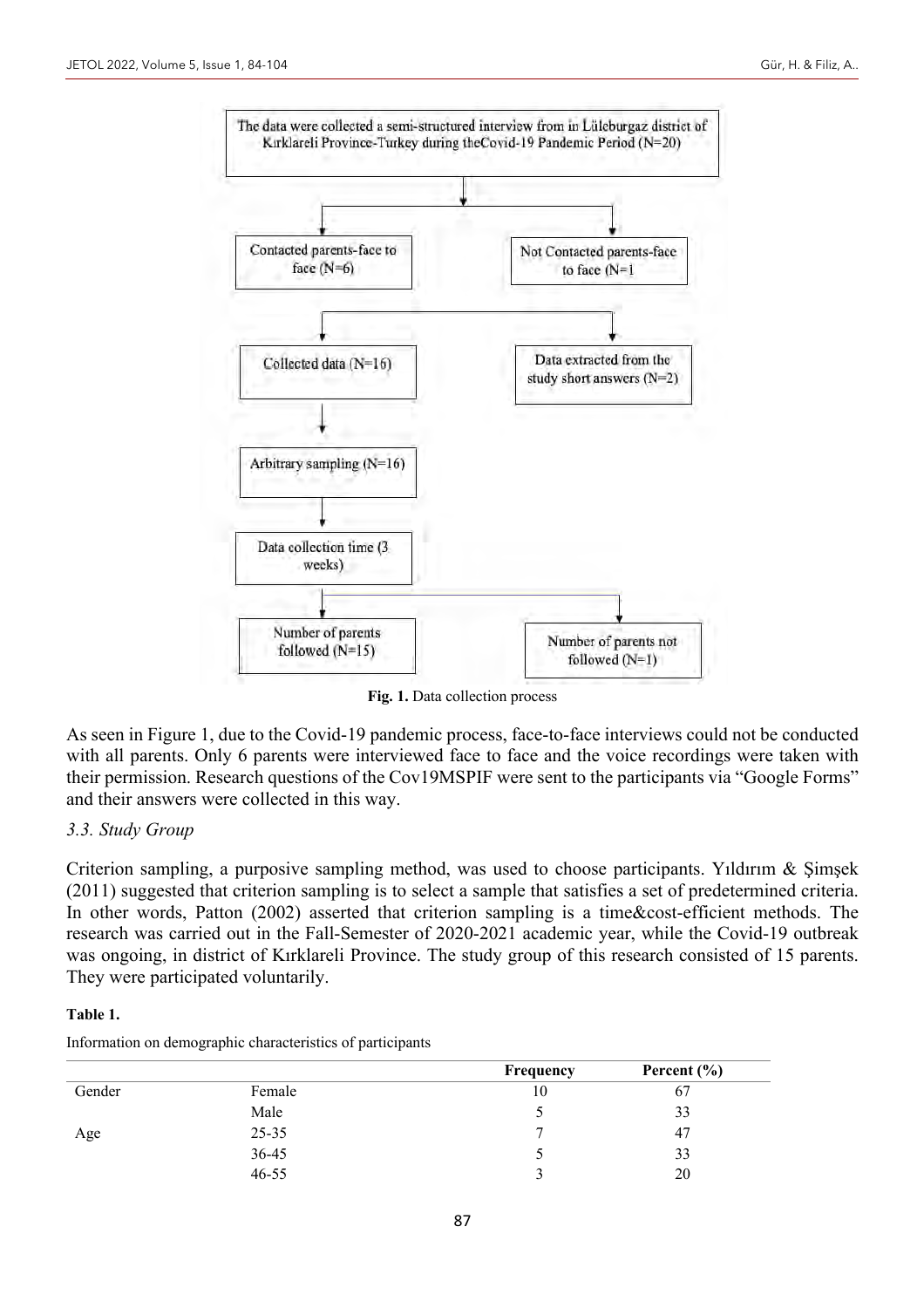The data were collected a semi-structured interview from in Lüleburgaz district of Kırklareli Province-Turkey during theCovid-19 Pandemic Period (N=20)

Contacted parents-face to face (N=6)

Not Contacted parents-face to face (N=1

Collected data (N=16)

Data extracted from the study short answers (N=2)

Arbitrary sampling (N=16)

Data collection time (3 weeks)

Number of parents followed (N=15)

Number of parents not followed (N=1)

**Fig. 1.** Data collection process

As seen in Figure 1, due to the Covid-19 pandemic process, face-to-face interviews could not be conducted with all parents. Only 6 parents were interviewed face to face and the voice recordings were taken with their permission. Research questions of the Cov19MSPIF were sent to the participants via "Google Forms" and their answers were collected in this way.

### *3.3. Study Group*

Criterion sampling, a purposive sampling method, was used to choose participants. Yıldırım & Şimşek (2011) suggested that criterion sampling is to select a sample that satisfies a set of predetermined criteria. In other words, Patton (2002) asserted that criterion sampling is a time&cost-efficient methods. The research was carried out in the Fall-Semester of 2020-2021 academic year, while the Covid-19 outbreak was ongoing, in district of Kırklareli Province. The study group of this research consisted of 15 parents. They were participated voluntarily.

**Table 1.**

Information on demographic characteristics of participants

| | | Frequency | Percent (%) |
|---|---|---|---|
| Gender | Female | 10 | 67 |
| | Male | 5 | 33 |
| Age | 25-35 | 7 | 47 |
| | 36-45 | 5 | 33 |
| | 46-55 | 3 | 20 |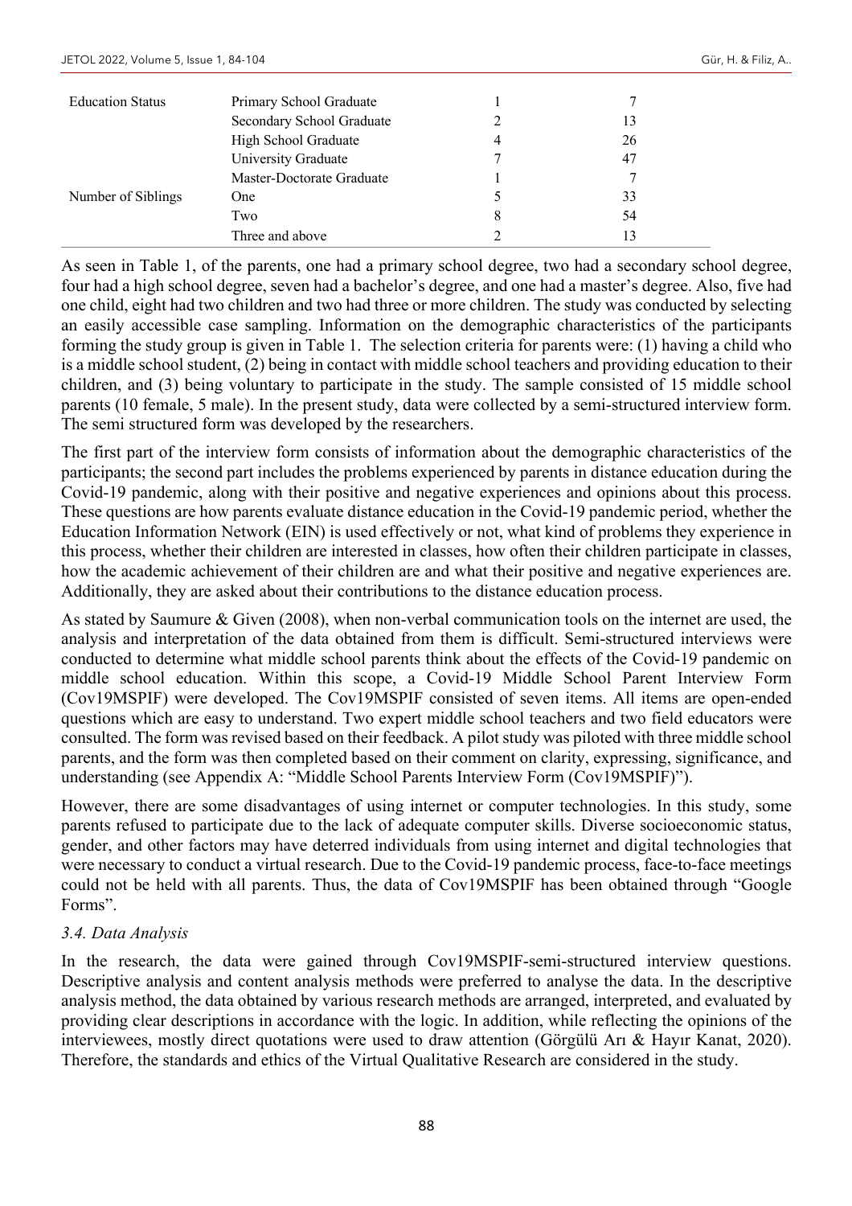| | | | |
|---|---|---|---|
| Education Status | Primary School Graduate | 1 | 7 |
| | Secondary School Graduate | 2 | 13 |
| | High School Graduate | 4 | 26 |
| | University Graduate | 7 | 47 |
| | Master-Doctorate Graduate | 1 | 7 |
| Number of Siblings | One | 5 | 33 |
| | Two | 8 | 54 |
| | Three and above | 2 | 13 |

As seen in Table 1, of the parents, one had a primary school degree, two had a secondary school degree, four had a high school degree, seven had a bachelor's degree, and one had a master's degree. Also, five had one child, eight had two children and two had three or more children. The study was conducted by selecting an easily accessible case sampling. Information on the demographic characteristics of the participants forming the study group is given in Table 1. The selection criteria for parents were: (1) having a child who is a middle school student, (2) being in contact with middle school teachers and providing education to their children, and (3) being voluntary to participate in the study. The sample consisted of 15 middle school parents (10 female, 5 male). In the present study, data were collected by a semi-structured interview form. The semi structured form was developed by the researchers.

The first part of the interview form consists of information about the demographic characteristics of the participants; the second part includes the problems experienced by parents in distance education during the Covid-19 pandemic, along with their positive and negative experiences and opinions about this process. These questions are how parents evaluate distance education in the Covid-19 pandemic period, whether the Education Information Network (EIN) is used effectively or not, what kind of problems they experience in this process, whether their children are interested in classes, how often their children participate in classes, how the academic achievement of their children are and what their positive and negative experiences are. Additionally, they are asked about their contributions to the distance education process.

As stated by Saumure & Given (2008), when non-verbal communication tools on the internet are used, the analysis and interpretation of the data obtained from them is difficult. Semi-structured interviews were conducted to determine what middle school parents think about the effects of the Covid-19 pandemic on middle school education. Within this scope, a Covid-19 Middle School Parent Interview Form (Cov19MSPIF) were developed. The Cov19MSPIF consisted of seven items. All items are open-ended questions which are easy to understand. Two expert middle school teachers and two field educators were consulted. The form was revised based on their feedback. A pilot study was piloted with three middle school parents, and the form was then completed based on their comment on clarity, expressing, significance, and understanding (see Appendix A: "Middle School Parents Interview Form (Cov19MSPIF)").

However, there are some disadvantages of using internet or computer technologies. In this study, some parents refused to participate due to the lack of adequate computer skills. Diverse socioeconomic status, gender, and other factors may have deterred individuals from using internet and digital technologies that were necessary to conduct a virtual research. Due to the Covid-19 pandemic process, face-to-face meetings could not be held with all parents. Thus, the data of Cov19MSPIF has been obtained through "Google Forms".

### *3.4. Data Analysis*

In the research, the data were gained through Cov19MSPIF-semi-structured interview questions. Descriptive analysis and content analysis methods were preferred to analyse the data. In the descriptive analysis method, the data obtained by various research methods are arranged, interpreted, and evaluated by providing clear descriptions in accordance with the logic. In addition, while reflecting the opinions of the interviewees, mostly direct quotations were used to draw attention (Görgülü Arı & Hayır Kanat, 2020). Therefore, the standards and ethics of the Virtual Qualitative Research are considered in the study.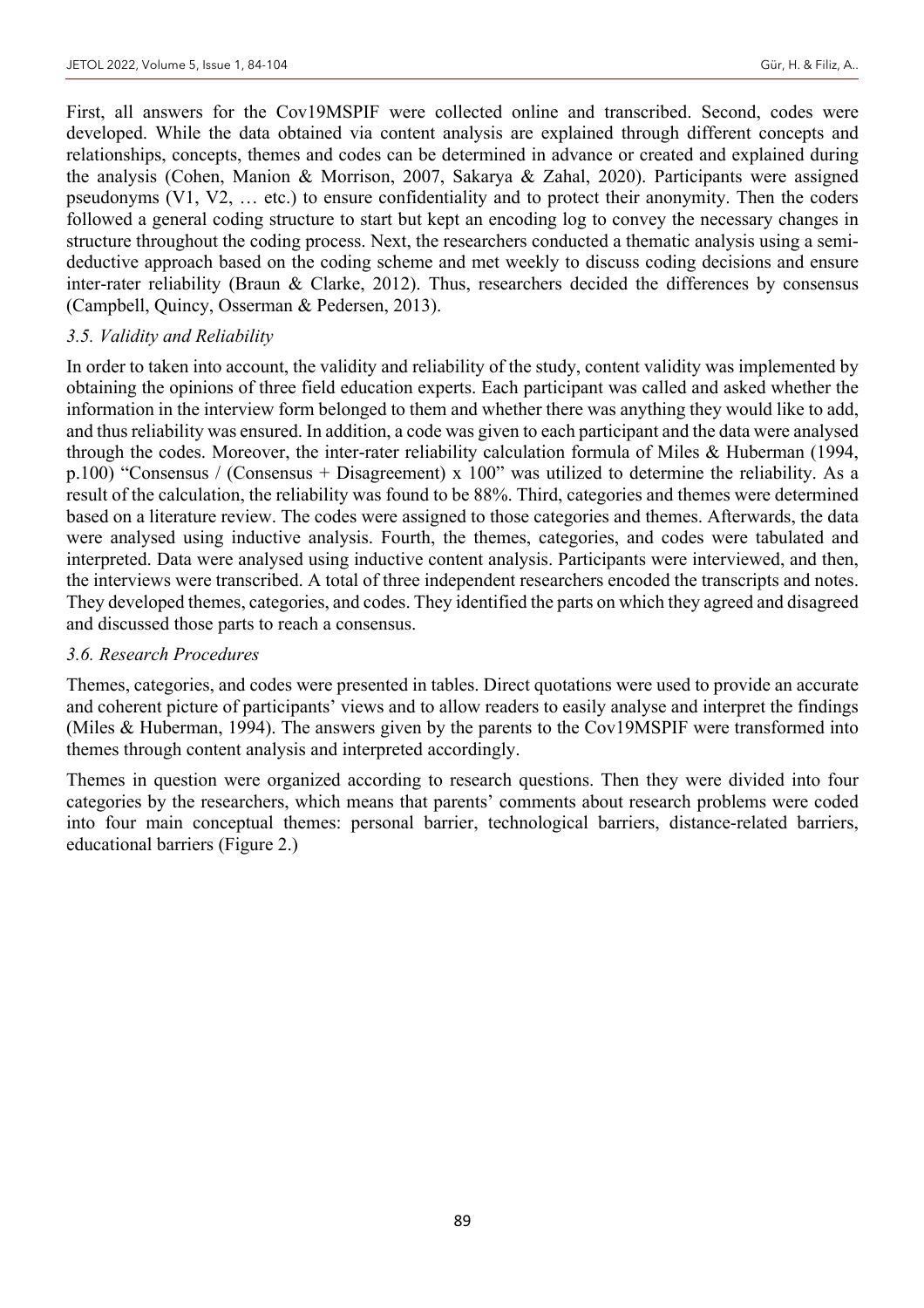First, all answers for the Cov19MSPIF were collected online and transcribed. Second, codes were developed. While the data obtained via content analysis are explained through different concepts and relationships, concepts, themes and codes can be determined in advance or created and explained during the analysis (Cohen, Manion & Morrison, 2007, Sakarya & Zahal, 2020). Participants were assigned pseudonyms (V1, V2, … etc.) to ensure confidentiality and to protect their anonymity. Then the coders followed a general coding structure to start but kept an encoding log to convey the necessary changes in structure throughout the coding process. Next, the researchers conducted a thematic analysis using a semi-deductive approach based on the coding scheme and met weekly to discuss coding decisions and ensure inter-rater reliability (Braun & Clarke, 2012). Thus, researchers decided the differences by consensus (Campbell, Quincy, Osserman & Pedersen, 2013).

### *3.5. Validity and Reliability*

In order to taken into account, the validity and reliability of the study, content validity was implemented by obtaining the opinions of three field education experts. Each participant was called and asked whether the information in the interview form belonged to them and whether there was anything they would like to add, and thus reliability was ensured. In addition, a code was given to each participant and the data were analysed through the codes. Moreover, the inter-rater reliability calculation formula of Miles & Huberman (1994, p.100) "Consensus / (Consensus + Disagreement) x 100" was utilized to determine the reliability. As a result of the calculation, the reliability was found to be 88%. Third, categories and themes were determined based on a literature review. The codes were assigned to those categories and themes. Afterwards, the data were analysed using inductive analysis. Fourth, the themes, categories, and codes were tabulated and interpreted. Data were analysed using inductive content analysis. Participants were interviewed, and then, the interviews were transcribed. A total of three independent researchers encoded the transcripts and notes. They developed themes, categories, and codes. They identified the parts on which they agreed and disagreed and discussed those parts to reach a consensus.

### *3.6. Research Procedures*

Themes, categories, and codes were presented in tables. Direct quotations were used to provide an accurate and coherent picture of participants' views and to allow readers to easily analyse and interpret the findings (Miles & Huberman, 1994). The answers given by the parents to the Cov19MSPIF were transformed into themes through content analysis and interpreted accordingly.

Themes in question were organized according to research questions. Then they were divided into four categories by the researchers, which means that parents' comments about research problems were coded into four main conceptual themes: personal barrier, technological barriers, distance-related barriers, educational barriers (Figure 2.)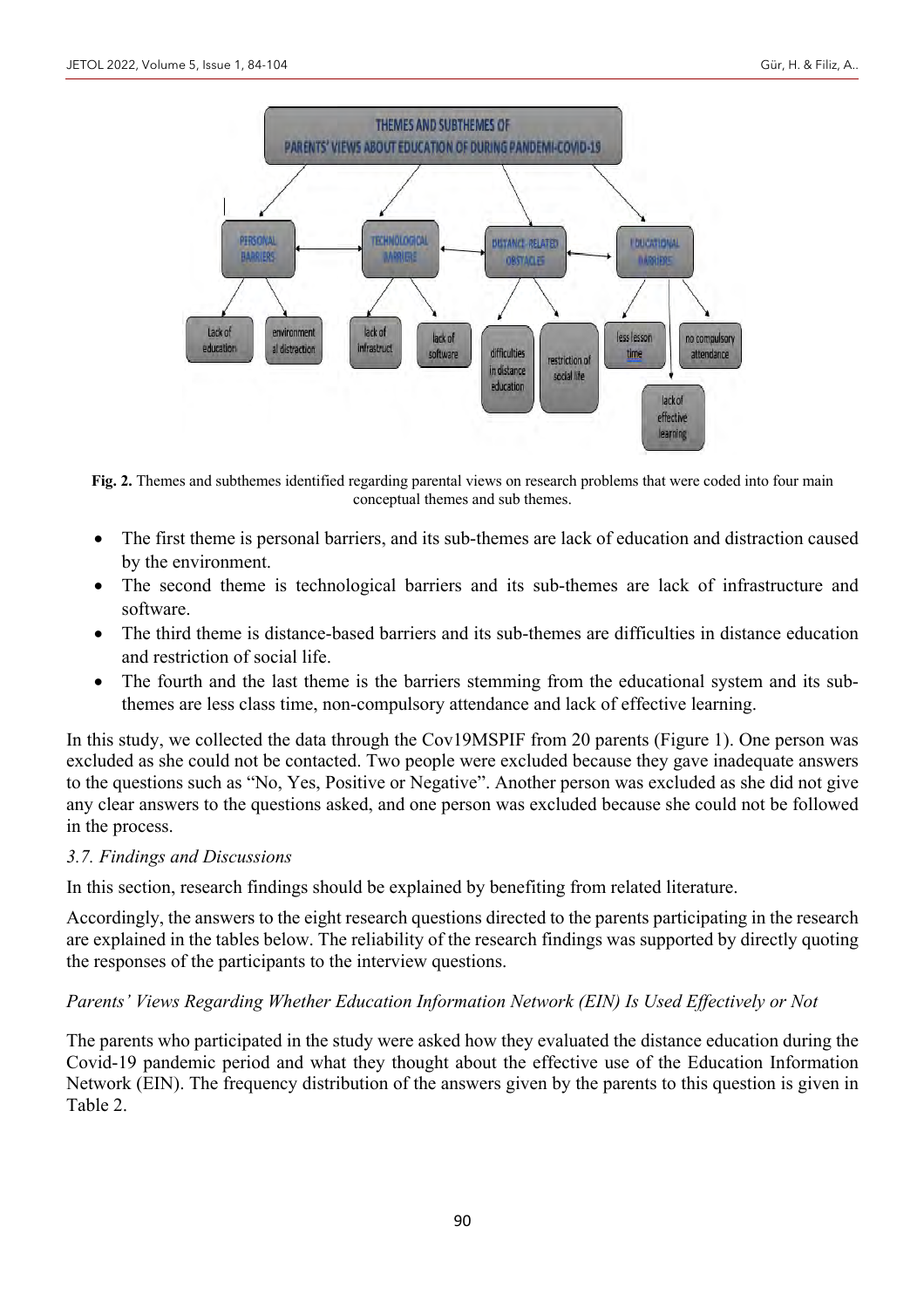**Fig. 2.** Themes and subthemes identified regarding parental views on research problems that were coded into four main conceptual themes and sub themes.

- The first theme is personal barriers, and its sub-themes are lack of education and distraction caused by the environment.
- The second theme is technological barriers and its sub-themes are lack of infrastructure and software.
- The third theme is distance-based barriers and its sub-themes are difficulties in distance education and restriction of social life.
- The fourth and the last theme is the barriers stemming from the educational system and its sub-themes are less class time, non-compulsory attendance and lack of effective learning.

In this study, we collected the data through the Cov19MSPIF from 20 parents (Figure 1). One person was excluded as she could not be contacted. Two people were excluded because they gave inadequate answers to the questions such as "No, Yes, Positive or Negative". Another person was excluded as she did not give any clear answers to the questions asked, and one person was excluded because she could not be followed in the process.

### *3.7. Findings and Discussions*

In this section, research findings should be explained by benefiting from related literature.

Accordingly, the answers to the eight research questions directed to the parents participating in the research are explained in the tables below. The reliability of the research findings was supported by directly quoting the responses of the participants to the interview questions.

#### *Parents' Views Regarding Whether Education Information Network (EIN) Is Used Effectively or Not*

The parents who participated in the study were asked how they evaluated the distance education during the Covid-19 pandemic period and what they thought about the effective use of the Education Information Network (EIN). The frequency distribution of the answers given by the parents to this question is given in Table 2.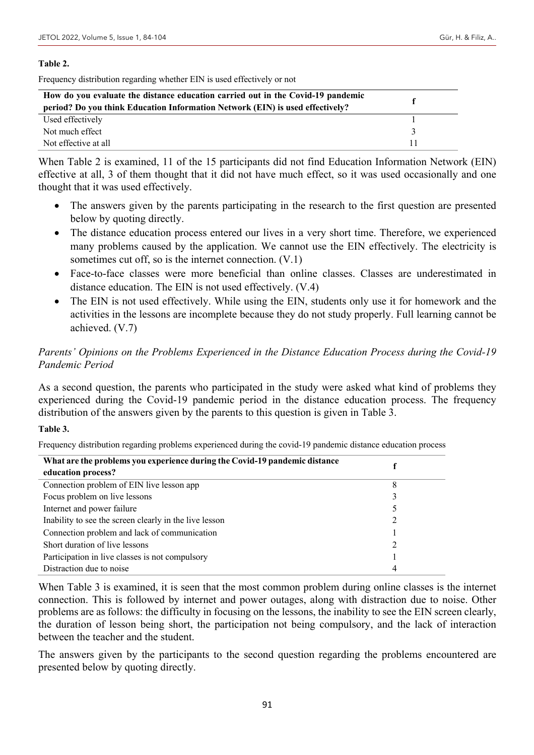**Table 2.**

Frequency distribution regarding whether EIN is used effectively or not

| How do you evaluate the distance education carried out in the Covid-19 pandemic period? Do you think Education Information Network (EIN) is used effectively? | f |
|---|---|
| Used effectively | 1 |
| Not much effect | 3 |
| Not effective at all | 11 |

When Table 2 is examined, 11 of the 15 participants did not find Education Information Network (EIN) effective at all, 3 of them thought that it did not have much effect, so it was used occasionally and one thought that it was used effectively.

- The answers given by the parents participating in the research to the first question are presented below by quoting directly.
- The distance education process entered our lives in a very short time. Therefore, we experienced many problems caused by the application. We cannot use the EIN effectively. The electricity is sometimes cut off, so is the internet connection. (V.1)
- Face-to-face classes were more beneficial than online classes. Classes are underestimated in distance education. The EIN is not used effectively. (V.4)
- The EIN is not used effectively. While using the EIN, students only use it for homework and the activities in the lessons are incomplete because they do not study properly. Full learning cannot be achieved. (V.7)

### *Parents' Opinions on the Problems Experienced in the Distance Education Process during the Covid-19 Pandemic Period*

As a second question, the parents who participated in the study were asked what kind of problems they experienced during the Covid-19 pandemic period in the distance education process. The frequency distribution of the answers given by the parents to this question is given in Table 3.

**Table 3.**

Frequency distribution regarding problems experienced during the covid-19 pandemic distance education process

| What are the problems you experience during the Covid-19 pandemic distance education process? | f |
|---|---|
| Connection problem of EIN live lesson app | 8 |
| Focus problem on live lessons | 3 |
| Internet and power failure | 5 |
| Inability to see the screen clearly in the live lesson | 2 |
| Connection problem and lack of communication | 1 |
| Short duration of live lessons | 2 |
| Participation in live classes is not compulsory | 1 |
| Distraction due to noise | 4 |

When Table 3 is examined, it is seen that the most common problem during online classes is the internet connection. This is followed by internet and power outages, along with distraction due to noise. Other problems are as follows: the difficulty in focusing on the lessons, the inability to see the EIN screen clearly, the duration of lesson being short, the participation not being compulsory, and the lack of interaction between the teacher and the student.

The answers given by the participants to the second question regarding the problems encountered are presented below by quoting directly.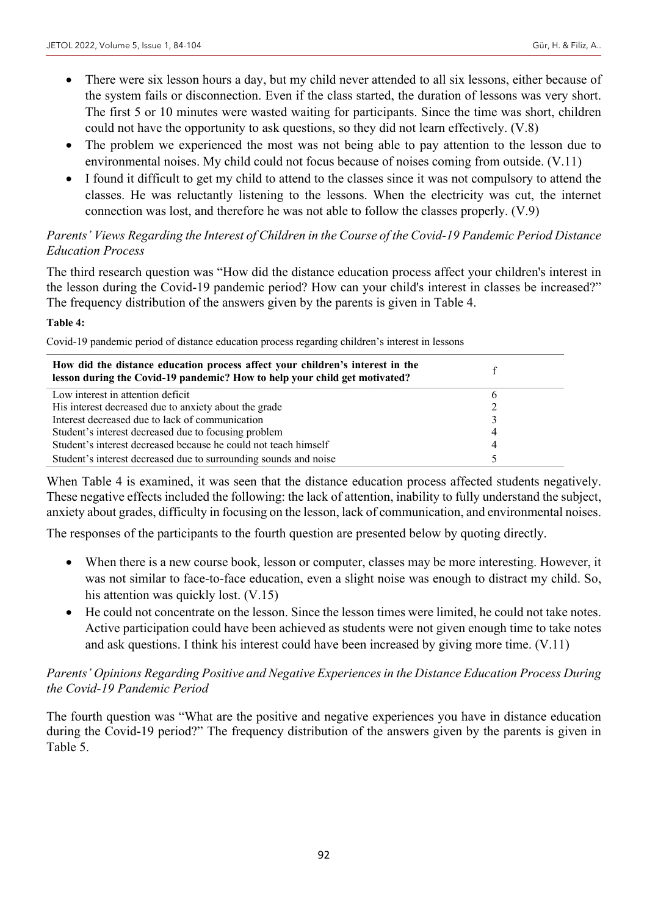- There were six lesson hours a day, but my child never attended to all six lessons, either because of the system fails or disconnection. Even if the class started, the duration of lessons was very short. The first 5 or 10 minutes were wasted waiting for participants. Since the time was short, children could not have the opportunity to ask questions, so they did not learn effectively. (V.8)
- The problem we experienced the most was not being able to pay attention to the lesson due to environmental noises. My child could not focus because of noises coming from outside. (V.11)
- I found it difficult to get my child to attend to the classes since it was not compulsory to attend the classes. He was reluctantly listening to the lessons. When the electricity was cut, the internet connection was lost, and therefore he was not able to follow the classes properly. (V.9)

*Parents' Views Regarding the Interest of Children in the Course of the Covid-19 Pandemic Period Distance Education Process*

The third research question was "How did the distance education process affect your children's interest in the lesson during the Covid-19 pandemic period? How can your child's interest in classes be increased?" The frequency distribution of the answers given by the parents is given in Table 4.

**Table 4:**

Covid-19 pandemic period of distance education process regarding children's interest in lessons

| How did the distance education process affect your children's interest in the lesson during the Covid-19 pandemic? How to help your child get motivated? | f |
|---|---|
| Low interest in attention deficit | 6 |
| His interest decreased due to anxiety about the grade | 2 |
| Interest decreased due to lack of communication | 3 |
| Student's interest decreased due to focusing problem | 4 |
| Student's interest decreased because he could not teach himself | 4 |
| Student's interest decreased due to surrounding sounds and noise | 5 |

When Table 4 is examined, it was seen that the distance education process affected students negatively. These negative effects included the following: the lack of attention, inability to fully understand the subject, anxiety about grades, difficulty in focusing on the lesson, lack of communication, and environmental noises.

The responses of the participants to the fourth question are presented below by quoting directly.

- When there is a new course book, lesson or computer, classes may be more interesting. However, it was not similar to face-to-face education, even a slight noise was enough to distract my child. So, his attention was quickly lost. (V.15)
- He could not concentrate on the lesson. Since the lesson times were limited, he could not take notes. Active participation could have been achieved as students were not given enough time to take notes and ask questions. I think his interest could have been increased by giving more time. (V.11)

*Parents' Opinions Regarding Positive and Negative Experiences in the Distance Education Process During the Covid-19 Pandemic Period*

The fourth question was "What are the positive and negative experiences you have in distance education during the Covid-19 period?" The frequency distribution of the answers given by the parents is given in Table 5.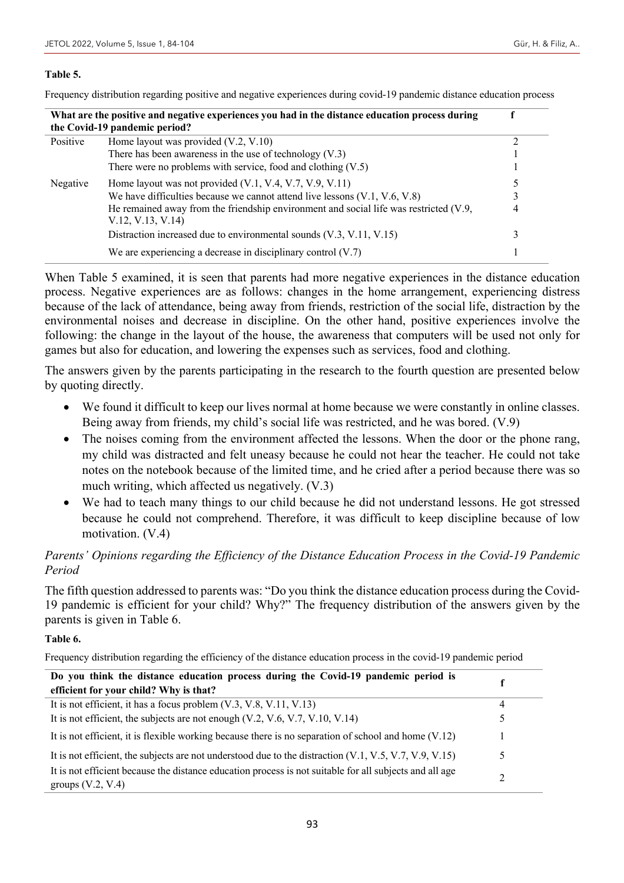**Table 5.**

Frequency distribution regarding positive and negative experiences during covid-19 pandemic distance education process

| What are the positive and negative experiences you had in the distance education process during the Covid-19 pandemic period? | | f |
|---|---|---|
| Positive | Home layout was provided (V.2, V.10) | 2 |
| | There has been awareness in the use of technology (V.3) | 1 |
| | There were no problems with service, food and clothing (V.5) | 1 |
| Negative | Home layout was not provided (V.1, V.4, V.7, V.9, V.11) | 5 |
| | We have difficulties because we cannot attend live lessons (V.1, V.6, V.8) | 3 |
| | He remained away from the friendship environment and social life was restricted (V.9, V.12, V.13, V.14) | 4 |
| | Distraction increased due to environmental sounds (V.3, V.11, V.15) | 3 |
| | We are experiencing a decrease in disciplinary control (V.7) | 1 |

When Table 5 examined, it is seen that parents had more negative experiences in the distance education process. Negative experiences are as follows: changes in the home arrangement, experiencing distress because of the lack of attendance, being away from friends, restriction of the social life, distraction by the environmental noises and decrease in discipline. On the other hand, positive experiences involve the following: the change in the layout of the house, the awareness that computers will be used not only for games but also for education, and lowering the expenses such as services, food and clothing.

The answers given by the parents participating in the research to the fourth question are presented below by quoting directly.

- We found it difficult to keep our lives normal at home because we were constantly in online classes. Being away from friends, my child's social life was restricted, and he was bored. (V.9)
- The noises coming from the environment affected the lessons. When the door or the phone rang, my child was distracted and felt uneasy because he could not hear the teacher. He could not take notes on the notebook because of the limited time, and he cried after a period because there was so much writing, which affected us negatively. (V.3)
- We had to teach many things to our child because he did not understand lessons. He got stressed because he could not comprehend. Therefore, it was difficult to keep discipline because of low motivation. (V.4)

### *Parents' Opinions regarding the Efficiency of the Distance Education Process in the Covid-19 Pandemic Period*

The fifth question addressed to parents was: "Do you think the distance education process during the Covid-19 pandemic is efficient for your child? Why?" The frequency distribution of the answers given by the parents is given in Table 6.

**Table 6.**

Frequency distribution regarding the efficiency of the distance education process in the covid-19 pandemic period

| Do you think the distance education process during the Covid-19 pandemic period is efficient for your child? Why is that? | f |
|---|---|
| It is not efficient, it has a focus problem (V.3, V.8, V.11, V.13) | 4 |
| It is not efficient, the subjects are not enough (V.2, V.6, V.7, V.10, V.14) | 5 |
| It is not efficient, it is flexible working because there is no separation of school and home (V.12) | 1 |
| It is not efficient, the subjects are not understood due to the distraction (V.1, V.5, V.7, V.9, V.15) | 5 |
| It is not efficient because the distance education process is not suitable for all subjects and all age groups (V.2, V.4) | 2 |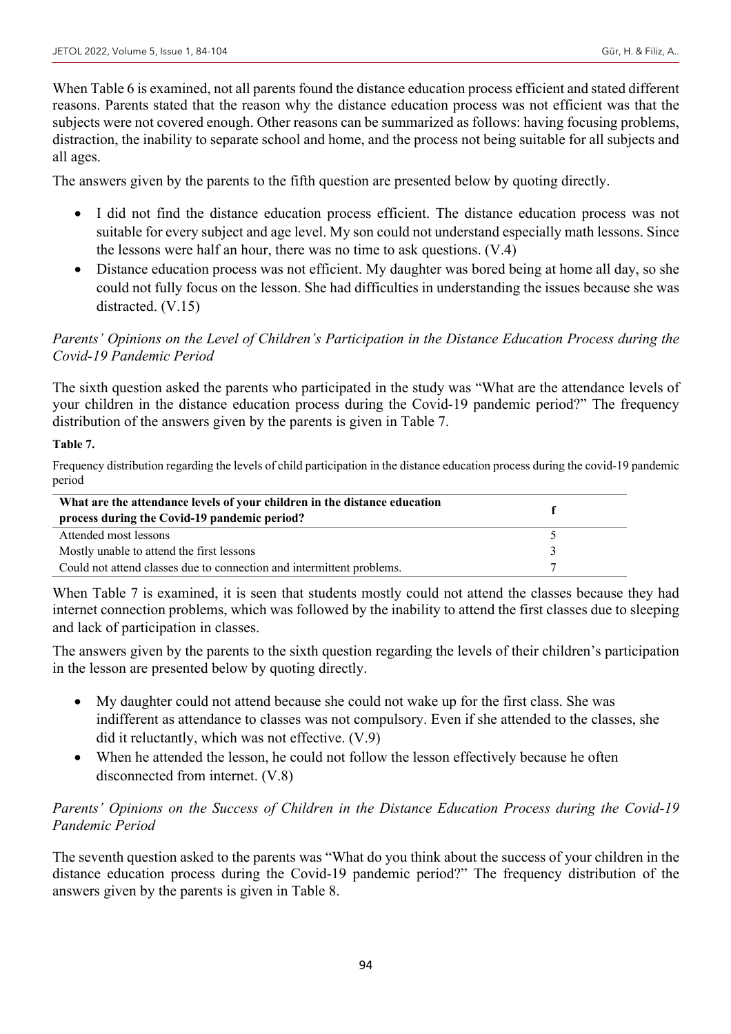When Table 6 is examined, not all parents found the distance education process efficient and stated different reasons. Parents stated that the reason why the distance education process was not efficient was that the subjects were not covered enough. Other reasons can be summarized as follows: having focusing problems, distraction, the inability to separate school and home, and the process not being suitable for all subjects and all ages.

The answers given by the parents to the fifth question are presented below by quoting directly.

- I did not find the distance education process efficient. The distance education process was not suitable for every subject and age level. My son could not understand especially math lessons. Since the lessons were half an hour, there was no time to ask questions. (V.4)
- Distance education process was not efficient. My daughter was bored being at home all day, so she could not fully focus on the lesson. She had difficulties in understanding the issues because she was distracted. (V.15)

### *Parents' Opinions on the Level of Children's Participation in the Distance Education Process during the Covid-19 Pandemic Period*

The sixth question asked the parents who participated in the study was "What are the attendance levels of your children in the distance education process during the Covid-19 pandemic period?" The frequency distribution of the answers given by the parents is given in Table 7.

**Table 7.**

Frequency distribution regarding the levels of child participation in the distance education process during the covid-19 pandemic period

| What are the attendance levels of your children in the distance education process during the Covid-19 pandemic period? | f |
|---|---|
| Attended most lessons | 5 |
| Mostly unable to attend the first lessons | 3 |
| Could not attend classes due to connection and intermittent problems. | 7 |

When Table 7 is examined, it is seen that students mostly could not attend the classes because they had internet connection problems, which was followed by the inability to attend the first classes due to sleeping and lack of participation in classes.

The answers given by the parents to the sixth question regarding the levels of their children's participation in the lesson are presented below by quoting directly.

- My daughter could not attend because she could not wake up for the first class. She was indifferent as attendance to classes was not compulsory. Even if she attended to the classes, she did it reluctantly, which was not effective. (V.9)
- When he attended the lesson, he could not follow the lesson effectively because he often disconnected from internet. (V.8)

### *Parents' Opinions on the Success of Children in the Distance Education Process during the Covid-19 Pandemic Period*

The seventh question asked to the parents was "What do you think about the success of your children in the distance education process during the Covid-19 pandemic period?" The frequency distribution of the answers given by the parents is given in Table 8.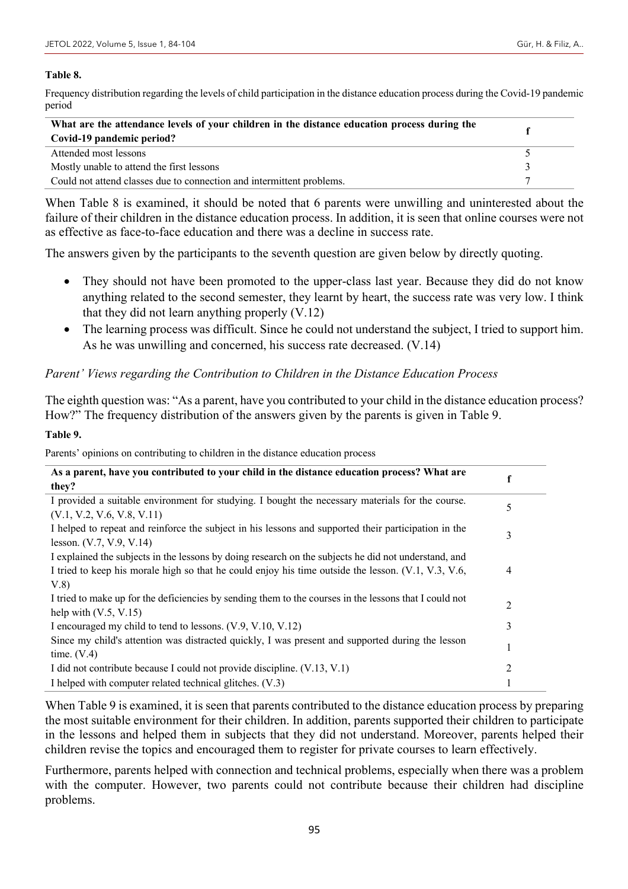**Table 8.**

Frequency distribution regarding the levels of child participation in the distance education process during the Covid-19 pandemic period

| What are the attendance levels of your children in the distance education process during the Covid-19 pandemic period? | f |
|---|---|
| Attended most lessons | 5 |
| Mostly unable to attend the first lessons | 3 |
| Could not attend classes due to connection and intermittent problems. | 7 |

When Table 8 is examined, it should be noted that 6 parents were unwilling and uninterested about the failure of their children in the distance education process. In addition, it is seen that online courses were not as effective as face-to-face education and there was a decline in success rate.

The answers given by the participants to the seventh question are given below by directly quoting.

- They should not have been promoted to the upper-class last year. Because they did do not know anything related to the second semester, they learnt by heart, the success rate was very low. I think that they did not learn anything properly (V.12)
- The learning process was difficult. Since he could not understand the subject, I tried to support him. As he was unwilling and concerned, his success rate decreased. (V.14)

*Parent' Views regarding the Contribution to Children in the Distance Education Process*

The eighth question was: "As a parent, have you contributed to your child in the distance education process? How?" The frequency distribution of the answers given by the parents is given in Table 9.

**Table 9.**

Parents' opinions on contributing to children in the distance education process

| As a parent, have you contributed to your child in the distance education process? What are they? | f |
|---|---|
| I provided a suitable environment for studying. I bought the necessary materials for the course. (V.1, V.2, V.6, V.8, V.11) | 5 |
| I helped to repeat and reinforce the subject in his lessons and supported their participation in the lesson. (V.7, V.9, V.14) | 3 |
| I explained the subjects in the lessons by doing research on the subjects he did not understand, and I tried to keep his morale high so that he could enjoy his time outside the lesson. (V.1, V.3, V.6, V.8) | 4 |
| I tried to make up for the deficiencies by sending them to the courses in the lessons that I could not help with (V.5, V.15) | 2 |
| I encouraged my child to tend to lessons. (V.9, V.10, V.12) | 3 |
| Since my child's attention was distracted quickly, I was present and supported during the lesson time. (V.4) | 1 |
| I did not contribute because I could not provide discipline. (V.13, V.1) | 2 |
| I helped with computer related technical glitches. (V.3) | 1 |

When Table 9 is examined, it is seen that parents contributed to the distance education process by preparing the most suitable environment for their children. In addition, parents supported their children to participate in the lessons and helped them in subjects that they did not understand. Moreover, parents helped their children revise the topics and encouraged them to register for private courses to learn effectively.

Furthermore, parents helped with connection and technical problems, especially when there was a problem with the computer. However, two parents could not contribute because their children had discipline problems.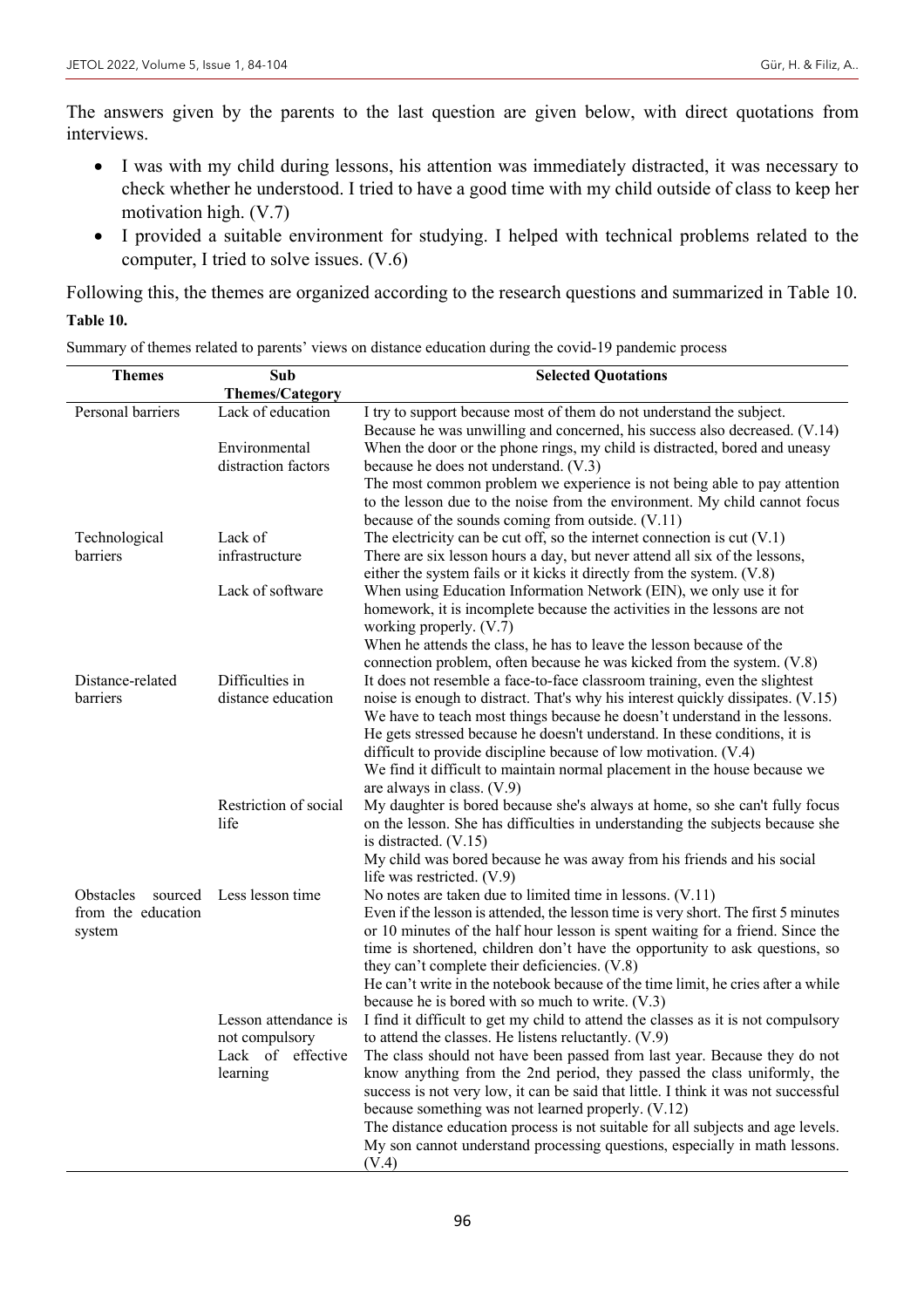The answers given by the parents to the last question are given below, with direct quotations from interviews.

- I was with my child during lessons, his attention was immediately distracted, it was necessary to check whether he understood. I tried to have a good time with my child outside of class to keep her motivation high. (V.7)
- I provided a suitable environment for studying. I helped with technical problems related to the computer, I tried to solve issues. (V.6)

Following this, the themes are organized according to the research questions and summarized in Table 10.

**Table 10.**

Summary of themes related to parents' views on distance education during the covid-19 pandemic process

| Themes | Sub Themes/Category | Selected Quotations |
|---|---|---|
| Personal barriers | Lack of education | I try to support because most of them do not understand the subject. Because he was unwilling and concerned, his success also decreased. (V.14) |
| | Environmental distraction factors | When the door or the phone rings, my child is distracted, bored and uneasy because he does not understand. (V.3) The most common problem we experience is not being able to pay attention to the lesson due to the noise from the environment. My child cannot focus because of the sounds coming from outside. (V.11) |
| Technological barriers | Lack of infrastructure | The electricity can be cut off, so the internet connection is cut (V.1) There are six lesson hours a day, but never attend all six of the lessons, either the system fails or it kicks it directly from the system. (V.8) |
| | Lack of software | When using Education Information Network (EIN), we only use it for homework, it is incomplete because the activities in the lessons are not working properly. (V.7) When he attends the class, he has to leave the lesson because of the connection problem, often because he was kicked from the system. (V.8) |
| Distance-related barriers | Difficulties in distance education | It does not resemble a face-to-face classroom training, even the slightest noise is enough to distract. That's why his interest quickly dissipates. (V.15) We have to teach most things because he doesn't understand in the lessons. He gets stressed because he doesn't understand. In these conditions, it is difficult to provide discipline because of low motivation. (V.4) We find it difficult to maintain normal placement in the house because we are always in class. (V.9) |
| | Restriction of social life | My daughter is bored because she's always at home, so she can't fully focus on the lesson. She has difficulties in understanding the subjects because she is distracted. (V.15) My child was bored because he was away from his friends and his social life was restricted. (V.9) |
| Obstacles sourced from the education system | Less lesson time | No notes are taken due to limited time in lessons. (V.11) Even if the lesson is attended, the lesson time is very short. The first 5 minutes or 10 minutes of the half hour lesson is spent waiting for a friend. Since the time is shortened, children don't have the opportunity to ask questions, so they can't complete their deficiencies. (V.8) He can't write in the notebook because of the time limit, he cries after a while because he is bored with so much to write. (V.3) |
| | Lesson attendance is not compulsory | I find it difficult to get my child to attend the classes as it is not compulsory to attend the classes. He listens reluctantly. (V.9) |
| | Lack of effective learning | The class should not have been passed from last year. Because they do not know anything from the 2nd period, they passed the class uniformly, the success is not very low, it can be said that little. I think it was not successful because something was not learned properly. (V.12) The distance education process is not suitable for all subjects and age levels. My son cannot understand processing questions, especially in math lessons. (V.4) |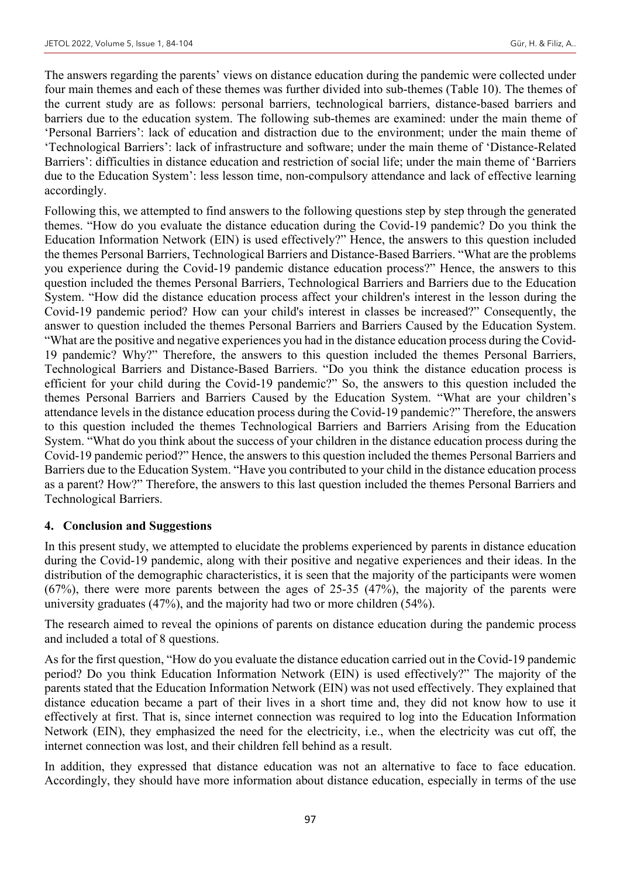The answers regarding the parents' views on distance education during the pandemic were collected under four main themes and each of these themes was further divided into sub-themes (Table 10). The themes of the current study are as follows: personal barriers, technological barriers, distance-based barriers and barriers due to the education system. The following sub-themes are examined: under the main theme of 'Personal Barriers': lack of education and distraction due to the environment; under the main theme of 'Technological Barriers': lack of infrastructure and software; under the main theme of 'Distance-Related Barriers': difficulties in distance education and restriction of social life; under the main theme of 'Barriers due to the Education System': less lesson time, non-compulsory attendance and lack of effective learning accordingly.

Following this, we attempted to find answers to the following questions step by step through the generated themes. "How do you evaluate the distance education during the Covid-19 pandemic? Do you think the Education Information Network (EIN) is used effectively?" Hence, the answers to this question included the themes Personal Barriers, Technological Barriers and Distance-Based Barriers. "What are the problems you experience during the Covid-19 pandemic distance education process?" Hence, the answers to this question included the themes Personal Barriers, Technological Barriers and Barriers due to the Education System. "How did the distance education process affect your children's interest in the lesson during the Covid-19 pandemic period? How can your child's interest in classes be increased?" Consequently, the answer to question included the themes Personal Barriers and Barriers Caused by the Education System. "What are the positive and negative experiences you had in the distance education process during the Covid-19 pandemic? Why?" Therefore, the answers to this question included the themes Personal Barriers, Technological Barriers and Distance-Based Barriers. "Do you think the distance education process is efficient for your child during the Covid-19 pandemic?" So, the answers to this question included the themes Personal Barriers and Barriers Caused by the Education System. "What are your children's attendance levels in the distance education process during the Covid-19 pandemic?" Therefore, the answers to this question included the themes Technological Barriers and Barriers Arising from the Education System. "What do you think about the success of your children in the distance education process during the Covid-19 pandemic period?" Hence, the answers to this question included the themes Personal Barriers and Barriers due to the Education System. "Have you contributed to your child in the distance education process as a parent? How?" Therefore, the answers to this last question included the themes Personal Barriers and Technological Barriers.

## 4. Conclusion and Suggestions

In this present study, we attempted to elucidate the problems experienced by parents in distance education during the Covid-19 pandemic, along with their positive and negative experiences and their ideas. In the distribution of the demographic characteristics, it is seen that the majority of the participants were women (67%), there were more parents between the ages of 25-35 (47%), the majority of the parents were university graduates (47%), and the majority had two or more children (54%).

The research aimed to reveal the opinions of parents on distance education during the pandemic process and included a total of 8 questions.

As for the first question, "How do you evaluate the distance education carried out in the Covid-19 pandemic period? Do you think Education Information Network (EIN) is used effectively?" The majority of the parents stated that the Education Information Network (EIN) was not used effectively. They explained that distance education became a part of their lives in a short time and, they did not know how to use it effectively at first. That is, since internet connection was required to log into the Education Information Network (EIN), they emphasized the need for the electricity, i.e., when the electricity was cut off, the internet connection was lost, and their children fell behind as a result.

In addition, they expressed that distance education was not an alternative to face to face education. Accordingly, they should have more information about distance education, especially in terms of the use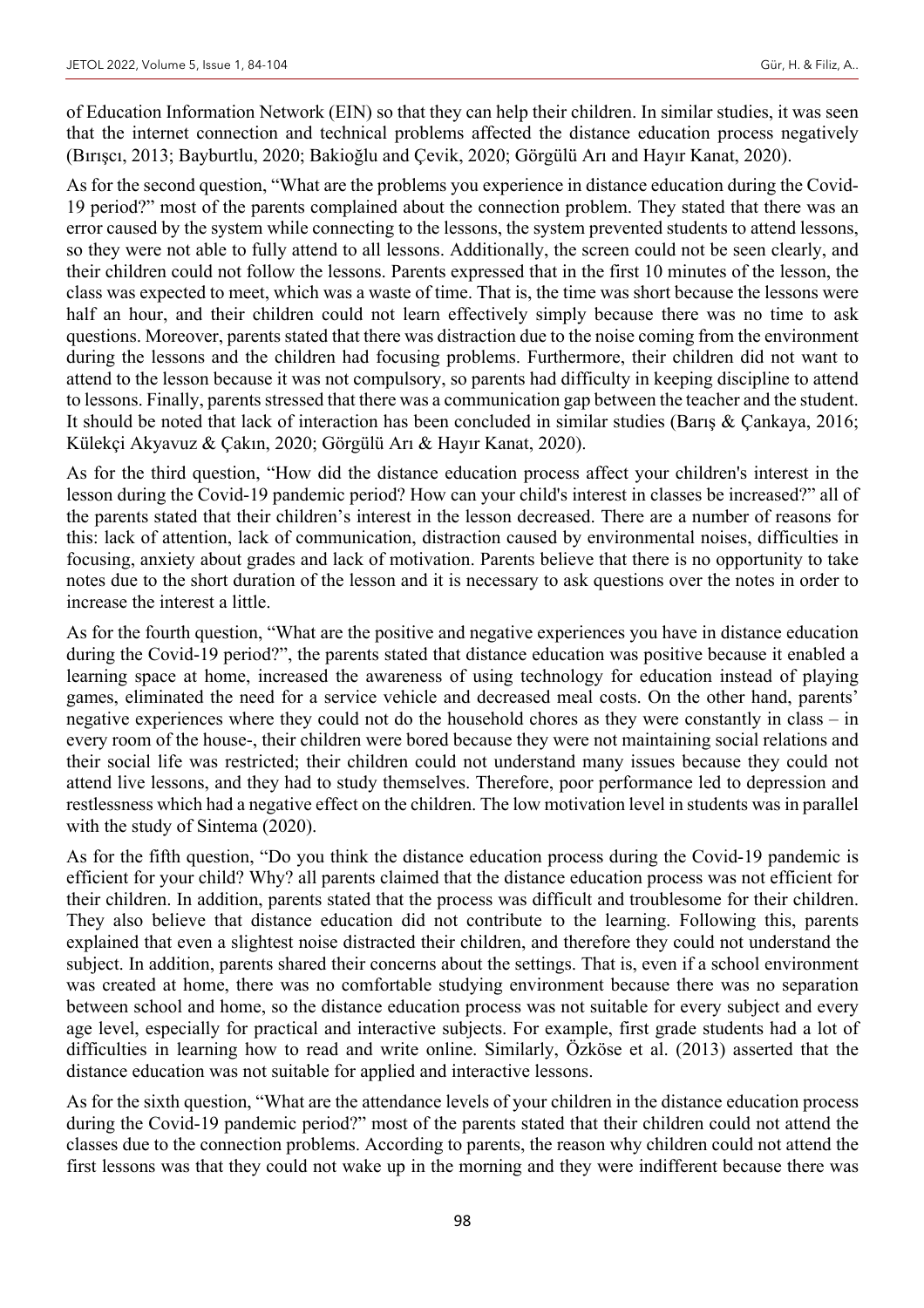of Education Information Network (EIN) so that they can help their children. In similar studies, it was seen that the internet connection and technical problems affected the distance education process negatively (Bırışcı, 2013; Bayburtlu, 2020; Bakioğlu and Çevik, 2020; Görgülü Arı and Hayır Kanat, 2020).

As for the second question, "What are the problems you experience in distance education during the Covid-19 period?" most of the parents complained about the connection problem. They stated that there was an error caused by the system while connecting to the lessons, the system prevented students to attend lessons, so they were not able to fully attend to all lessons. Additionally, the screen could not be seen clearly, and their children could not follow the lessons. Parents expressed that in the first 10 minutes of the lesson, the class was expected to meet, which was a waste of time. That is, the time was short because the lessons were half an hour, and their children could not learn effectively simply because there was no time to ask questions. Moreover, parents stated that there was distraction due to the noise coming from the environment during the lessons and the children had focusing problems. Furthermore, their children did not want to attend to the lesson because it was not compulsory, so parents had difficulty in keeping discipline to attend to lessons. Finally, parents stressed that there was a communication gap between the teacher and the student. It should be noted that lack of interaction has been concluded in similar studies (Barış & Çankaya, 2016; Külekçi Akyavuz & Çakın, 2020; Görgülü Arı & Hayır Kanat, 2020).

As for the third question, "How did the distance education process affect your children's interest in the lesson during the Covid-19 pandemic period? How can your child's interest in classes be increased?" all of the parents stated that their children's interest in the lesson decreased. There are a number of reasons for this: lack of attention, lack of communication, distraction caused by environmental noises, difficulties in focusing, anxiety about grades and lack of motivation. Parents believe that there is no opportunity to take notes due to the short duration of the lesson and it is necessary to ask questions over the notes in order to increase the interest a little.

As for the fourth question, "What are the positive and negative experiences you have in distance education during the Covid-19 period?", the parents stated that distance education was positive because it enabled a learning space at home, increased the awareness of using technology for education instead of playing games, eliminated the need for a service vehicle and decreased meal costs. On the other hand, parents' negative experiences where they could not do the household chores as they were constantly in class – in every room of the house-, their children were bored because they were not maintaining social relations and their social life was restricted; their children could not understand many issues because they could not attend live lessons, and they had to study themselves. Therefore, poor performance led to depression and restlessness which had a negative effect on the children. The low motivation level in students was in parallel with the study of Sintema (2020).

As for the fifth question, "Do you think the distance education process during the Covid-19 pandemic is efficient for your child? Why? all parents claimed that the distance education process was not efficient for their children. In addition, parents stated that the process was difficult and troublesome for their children. They also believe that distance education did not contribute to the learning. Following this, parents explained that even a slightest noise distracted their children, and therefore they could not understand the subject. In addition, parents shared their concerns about the settings. That is, even if a school environment was created at home, there was no comfortable studying environment because there was no separation between school and home, so the distance education process was not suitable for every subject and every age level, especially for practical and interactive subjects. For example, first grade students had a lot of difficulties in learning how to read and write online. Similarly, Özköse et al. (2013) asserted that the distance education was not suitable for applied and interactive lessons.

As for the sixth question, "What are the attendance levels of your children in the distance education process during the Covid-19 pandemic period?" most of the parents stated that their children could not attend the classes due to the connection problems. According to parents, the reason why children could not attend the first lessons was that they could not wake up in the morning and they were indifferent because there was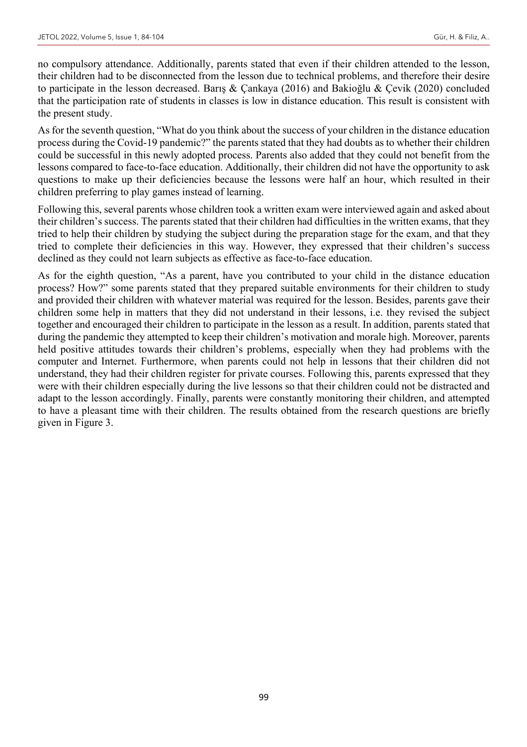no compulsory attendance. Additionally, parents stated that even if their children attended to the lesson, their children had to be disconnected from the lesson due to technical problems, and therefore their desire to participate in the lesson decreased. Barış & Çankaya (2016) and Bakioğlu & Çevik (2020) concluded that the participation rate of students in classes is low in distance education. This result is consistent with the present study.

As for the seventh question, "What do you think about the success of your children in the distance education process during the Covid-19 pandemic?" the parents stated that they had doubts as to whether their children could be successful in this newly adopted process. Parents also added that they could not benefit from the lessons compared to face-to-face education. Additionally, their children did not have the opportunity to ask questions to make up their deficiencies because the lessons were half an hour, which resulted in their children preferring to play games instead of learning.

Following this, several parents whose children took a written exam were interviewed again and asked about their children's success. The parents stated that their children had difficulties in the written exams, that they tried to help their children by studying the subject during the preparation stage for the exam, and that they tried to complete their deficiencies in this way. However, they expressed that their children's success declined as they could not learn subjects as effective as face-to-face education.

As for the eighth question, "As a parent, have you contributed to your child in the distance education process? How?" some parents stated that they prepared suitable environments for their children to study and provided their children with whatever material was required for the lesson. Besides, parents gave their children some help in matters that they did not understand in their lessons, i.e. they revised the subject together and encouraged their children to participate in the lesson as a result. In addition, parents stated that during the pandemic they attempted to keep their children's motivation and morale high. Moreover, parents held positive attitudes towards their children's problems, especially when they had problems with the computer and Internet. Furthermore, when parents could not help in lessons that their children did not understand, they had their children register for private courses. Following this, parents expressed that they were with their children especially during the live lessons so that their children could not be distracted and adapt to the lesson accordingly. Finally, parents were constantly monitoring their children, and attempted to have a pleasant time with their children. The results obtained from the research questions are briefly given in Figure 3.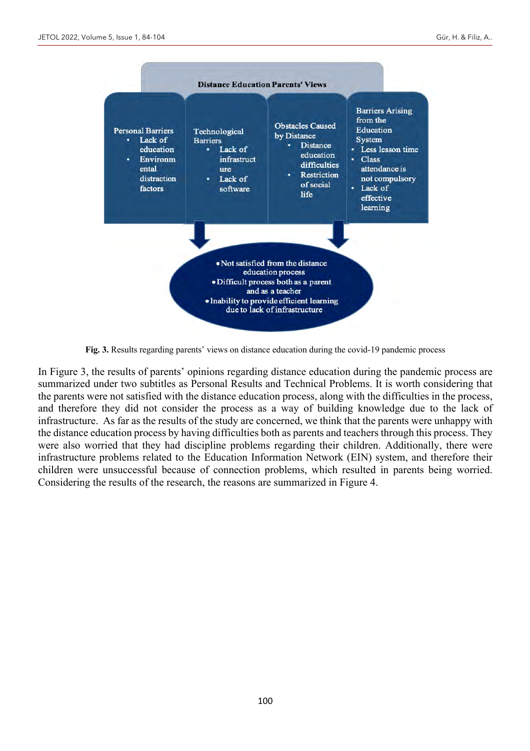Distance Education Parents' Views

Personal Barriers
- Lack of education
- Environmental distraction factors

Technological Barriers
- Lack of infrastructure
- Lack of software

Obstacles Caused by Distance
- Distance education difficulties
- Restriction of social life

Barriers Arising from the Education System
- Less lesson time
- Class attendance is not compulsory
- Lack of effective learning

- Not satisfied from the distance education process
- Difficult process both as a parent and as a teacher
- Inability to provide efficient learning due to lack of infrastructure

**Fig. 3.** Results regarding parents' views on distance education during the covid-19 pandemic process

In Figure 3, the results of parents' opinions regarding distance education during the pandemic process are summarized under two subtitles as Personal Results and Technical Problems. It is worth considering that the parents were not satisfied with the distance education process, along with the difficulties in the process, and therefore they did not consider the process as a way of building knowledge due to the lack of infrastructure. As far as the results of the study are concerned, we think that the parents were unhappy with the distance education process by having difficulties both as parents and teachers through this process. They were also worried that they had discipline problems regarding their children. Additionally, there were infrastructure problems related to the Education Information Network (EIN) system, and therefore their children were unsuccessful because of connection problems, which resulted in parents being worried. Considering the results of the research, the reasons are summarized in Figure 4.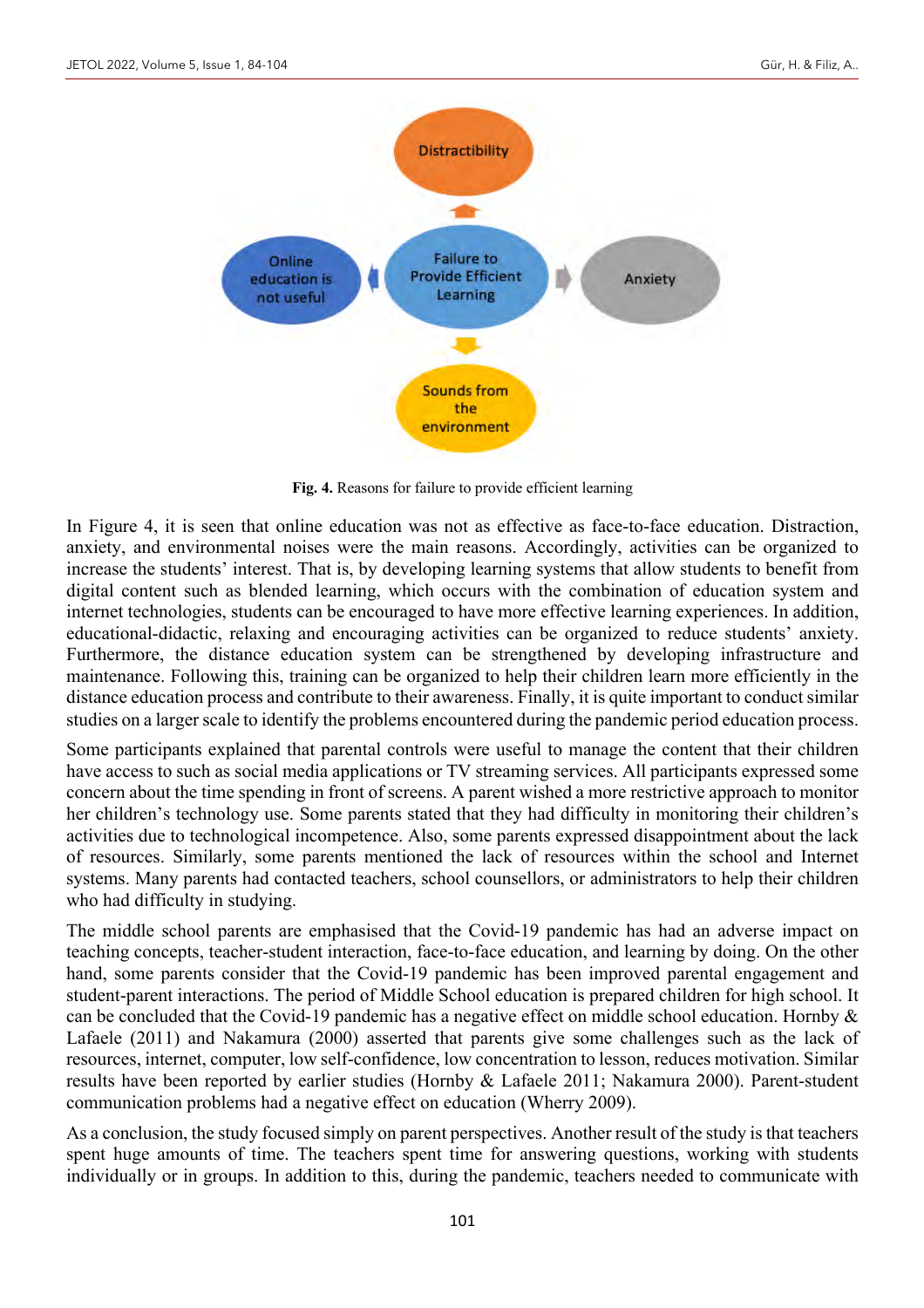Fig. 4. Reasons for failure to provide efficient learning

In Figure 4, it is seen that online education was not as effective as face-to-face education. Distraction, anxiety, and environmental noises were the main reasons. Accordingly, activities can be organized to increase the students' interest. That is, by developing learning systems that allow students to benefit from digital content such as blended learning, which occurs with the combination of education system and internet technologies, students can be encouraged to have more effective learning experiences. In addition, educational-didactic, relaxing and encouraging activities can be organized to reduce students' anxiety. Furthermore, the distance education system can be strengthened by developing infrastructure and maintenance. Following this, training can be organized to help their children learn more efficiently in the distance education process and contribute to their awareness. Finally, it is quite important to conduct similar studies on a larger scale to identify the problems encountered during the pandemic period education process.

Some participants explained that parental controls were useful to manage the content that their children have access to such as social media applications or TV streaming services. All participants expressed some concern about the time spending in front of screens. A parent wished a more restrictive approach to monitor her children's technology use. Some parents stated that they had difficulty in monitoring their children's activities due to technological incompetence. Also, some parents expressed disappointment about the lack of resources. Similarly, some parents mentioned the lack of resources within the school and Internet systems. Many parents had contacted teachers, school counsellors, or administrators to help their children who had difficulty in studying.

The middle school parents are emphasised that the Covid-19 pandemic has had an adverse impact on teaching concepts, teacher-student interaction, face-to-face education, and learning by doing. On the other hand, some parents consider that the Covid-19 pandemic has been improved parental engagement and student-parent interactions. The period of Middle School education is prepared children for high school. It can be concluded that the Covid-19 pandemic has a negative effect on middle school education. Hornby & Lafaele (2011) and Nakamura (2000) asserted that parents give some challenges such as the lack of resources, internet, computer, low self-confidence, low concentration to lesson, reduces motivation. Similar results have been reported by earlier studies (Hornby & Lafaele 2011; Nakamura 2000). Parent-student communication problems had a negative effect on education (Wherry 2009).

As a conclusion, the study focused simply on parent perspectives. Another result of the study is that teachers spent huge amounts of time. The teachers spent time for answering questions, working with students individually or in groups. In addition to this, during the pandemic, teachers needed to communicate with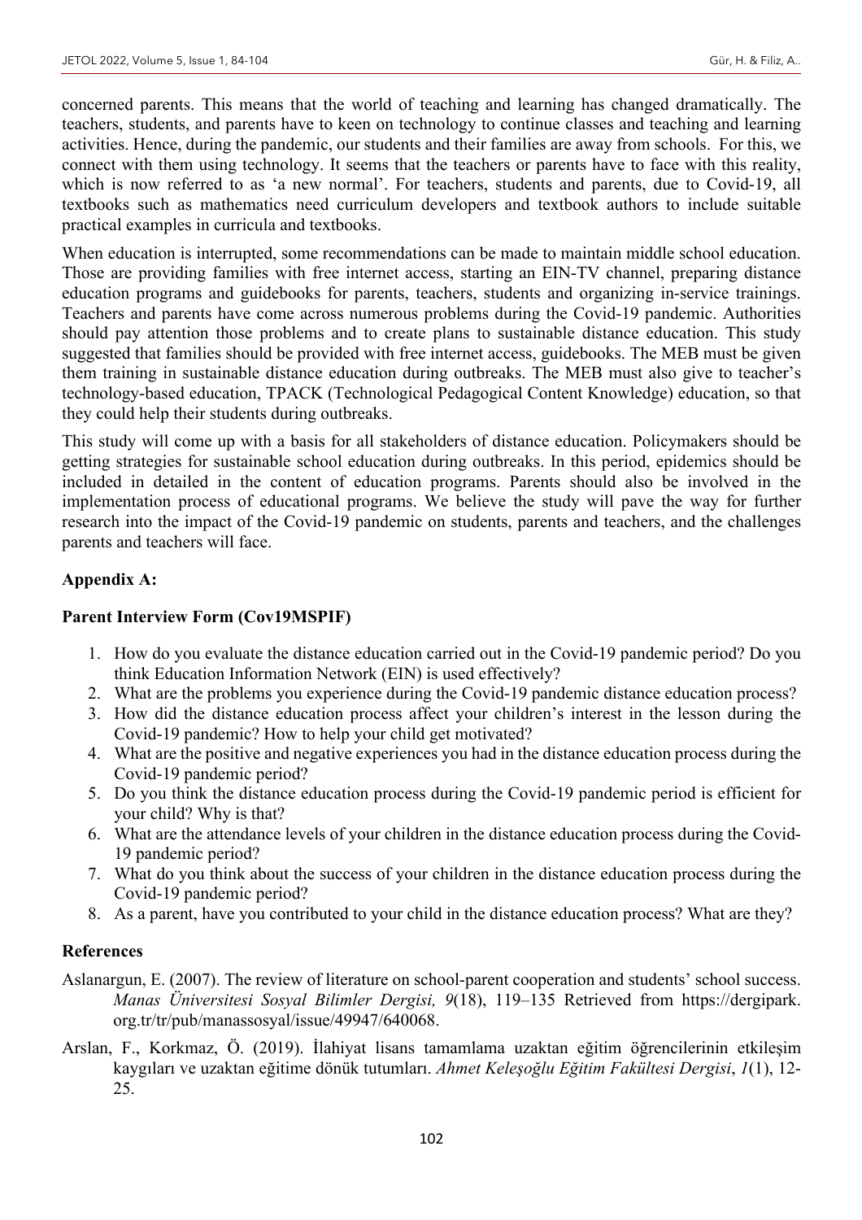concerned parents. This means that the world of teaching and learning has changed dramatically. The teachers, students, and parents have to keen on technology to continue classes and teaching and learning activities. Hence, during the pandemic, our students and their families are away from schools. For this, we connect with them using technology. It seems that the teachers or parents have to face with this reality, which is now referred to as 'a new normal'. For teachers, students and parents, due to Covid-19, all textbooks such as mathematics need curriculum developers and textbook authors to include suitable practical examples in curricula and textbooks.

When education is interrupted, some recommendations can be made to maintain middle school education. Those are providing families with free internet access, starting an EIN-TV channel, preparing distance education programs and guidebooks for parents, teachers, students and organizing in-service trainings. Teachers and parents have come across numerous problems during the Covid-19 pandemic. Authorities should pay attention those problems and to create plans to sustainable distance education. This study suggested that families should be provided with free internet access, guidebooks. The MEB must be given them training in sustainable distance education during outbreaks. The MEB must also give to teacher's technology-based education, TPACK (Technological Pedagogical Content Knowledge) education, so that they could help their students during outbreaks.

This study will come up with a basis for all stakeholders of distance education. Policymakers should be getting strategies for sustainable school education during outbreaks. In this period, epidemics should be included in detailed in the content of education programs. Parents should also be involved in the implementation process of educational programs. We believe the study will pave the way for further research into the impact of the Covid-19 pandemic on students, parents and teachers, and the challenges parents and teachers will face.

## Appendix A:

### Parent Interview Form (Cov19MSPIF)

1. How do you evaluate the distance education carried out in the Covid-19 pandemic period? Do you think Education Information Network (EIN) is used effectively?
2. What are the problems you experience during the Covid-19 pandemic distance education process?
3. How did the distance education process affect your children's interest in the lesson during the Covid-19 pandemic? How to help your child get motivated?
4. What are the positive and negative experiences you had in the distance education process during the Covid-19 pandemic period?
5. Do you think the distance education process during the Covid-19 pandemic period is efficient for your child? Why is that?
6. What are the attendance levels of your children in the distance education process during the Covid-19 pandemic period?
7. What do you think about the success of your children in the distance education process during the Covid-19 pandemic period?
8. As a parent, have you contributed to your child in the distance education process? What are they?

## References

Aslanargun, E. (2007). The review of literature on school-parent cooperation and students' school success. *Manas Üniversitesi Sosyal Bilimler Dergisi, 9*(18), 119–135 Retrieved from https://dergipark.org.tr/tr/pub/manassosyal/issue/49947/640068.

Arslan, F., Korkmaz, Ö. (2019). İlahiyat lisans tamamlama uzaktan eğitim öğrencilerinin etkileşim kaygıları ve uzaktan eğitime dönük tutumları. *Ahmet Keleşoğlu Eğitim Fakültesi Dergisi*, *1*(1), 12-25.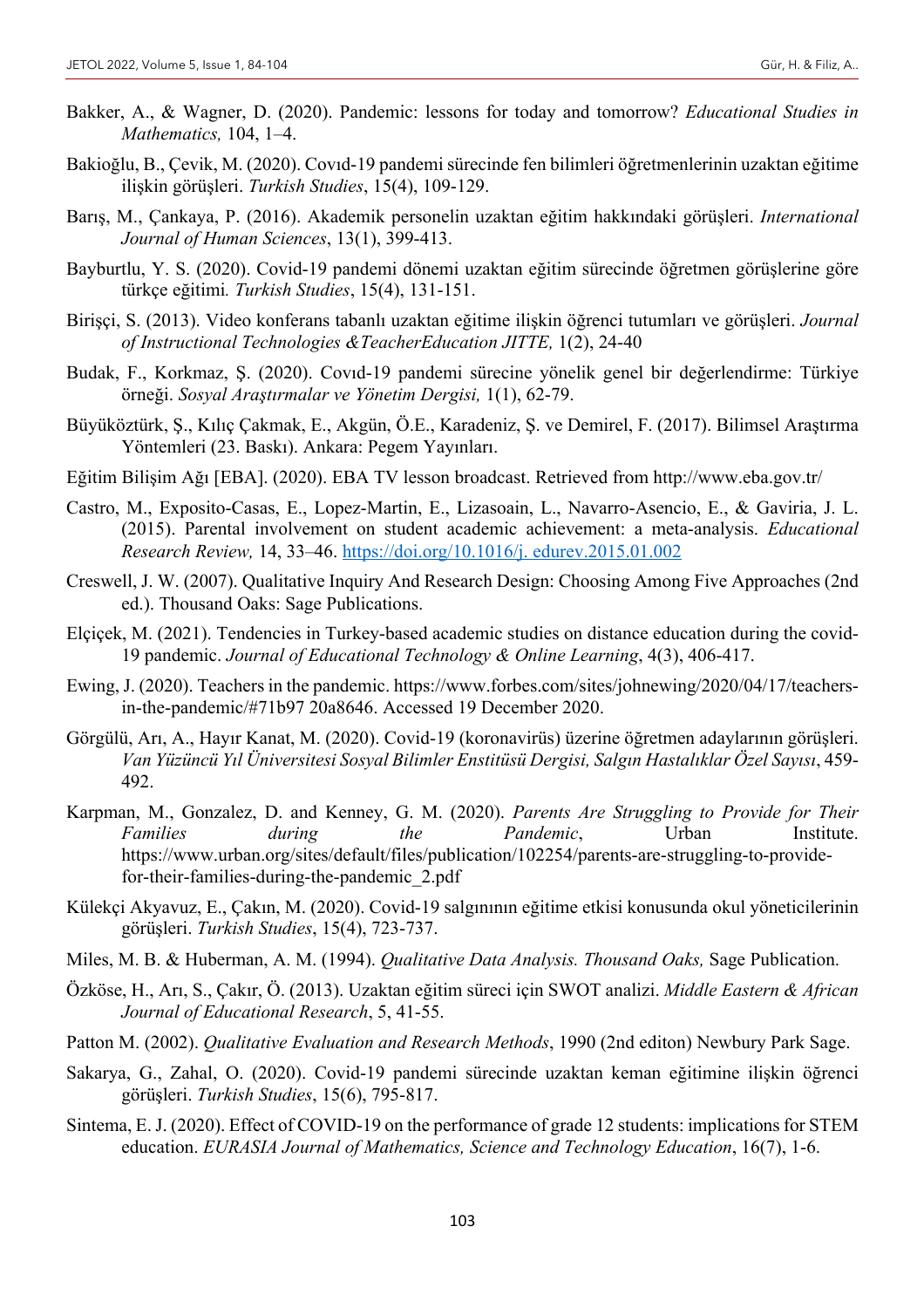Bakker, A., & Wagner, D. (2020). Pandemic: lessons for today and tomorrow? *Educational Studies in Mathematics,* 104, 1–4.

Bakioğlu, B., Çevik, M. (2020). Covıd-19 pandemi sürecinde fen bilimleri öğretmenlerinin uzaktan eğitime ilişkin görüşleri. *Turkish Studies*, 15(4), 109-129.

Barış, M., Çankaya, P. (2016). Akademik personelin uzaktan eğitim hakkındaki görüşleri. *International Journal of Human Sciences*, 13(1), 399-413.

Bayburtlu, Y. S. (2020). Covid-19 pandemi dönemi uzaktan eğitim sürecinde öğretmen görüşlerine göre türkçe eğitimi*. Turkish Studies*, 15(4), 131-151.

Birişçi, S. (2013). Video konferans tabanlı uzaktan eğitime ilişkin öğrenci tutumları ve görüşleri. *Journal of Instructional Technologies &TeacherEducation JITTE,* 1(2), 24-40

Budak, F., Korkmaz, Ş. (2020). Covıd-19 pandemi sürecine yönelik genel bir değerlendirme: Türkiye örneği. *Sosyal Araştırmalar ve Yönetim Dergisi,* 1(1), 62-79.

Büyüköztürk, Ş., Kılıç Çakmak, E., Akgün, Ö.E., Karadeniz, Ş. ve Demirel, F. (2017). Bilimsel Araştırma Yöntemleri (23. Baskı). Ankara: Pegem Yayınları.

Eğitim Bilişim Ağı [EBA]. (2020). EBA TV lesson broadcast. Retrieved from http://www.eba.gov.tr/

Castro, M., Exposito-Casas, E., Lopez-Martin, E., Lizasoain, L., Navarro-Asencio, E., & Gaviria, J. L. (2015). Parental involvement on student academic achievement: a meta-analysis. *Educational Research Review,* 14, 33–46. https://doi.org/10.1016/j. edurev.2015.01.002

Creswell, J. W. (2007). Qualitative Inquiry And Research Design: Choosing Among Five Approaches (2nd ed.). Thousand Oaks: Sage Publications.

Elçiçek, M. (2021). Tendencies in Turkey-based academic studies on distance education during the covid-19 pandemic. *Journal of Educational Technology & Online Learning*, 4(3), 406-417.

Ewing, J. (2020). Teachers in the pandemic. https://www.forbes.com/sites/johnewing/2020/04/17/teachers-in-the-pandemic/#71b97 20a8646. Accessed 19 December 2020.

Görgülü, Arı, A., Hayır Kanat, M. (2020). Covid-19 (koronavirüs) üzerine öğretmen adaylarının görüşleri. *Van Yüzüncü Yıl Üniversitesi Sosyal Bilimler Enstitüsü Dergisi, Salgın Hastalıklar Özel Sayısı*, 459-492.

Karpman, M., Gonzalez, D. and Kenney, G. M. (2020). *Parents Are Struggling to Provide for Their Families during the Pandemic*, Urban Institute. https://www.urban.org/sites/default/files/publication/102254/parents-are-struggling-to-provide-for-their-families-during-the-pandemic_2.pdf

Külekçi Akyavuz, E., Çakın, M. (2020). Covid-19 salgınının eğitime etkisi konusunda okul yöneticilerinin görüşleri. *Turkish Studies*, 15(4), 723-737.

Miles, M. B. & Huberman, A. M. (1994). *Qualitative Data Analysis. Thousand Oaks,* Sage Publication.

Özköse, H., Arı, S., Çakır, Ö. (2013). Uzaktan eğitim süreci için SWOT analizi. *Middle Eastern & African Journal of Educational Research*, 5, 41-55.

Patton M. (2002). *Qualitative Evaluation and Research Methods*, 1990 (2nd editon) Newbury Park Sage.

Sakarya, G., Zahal, O. (2020). Covid-19 pandemi sürecinde uzaktan keman eğitimine ilişkin öğrenci görüşleri. *Turkish Studies*, 15(6), 795-817.

Sintema, E. J. (2020). Effect of COVID-19 on the performance of grade 12 students: implications for STEM education. *EURASIA Journal of Mathematics, Science and Technology Education*, 16(7), 1-6.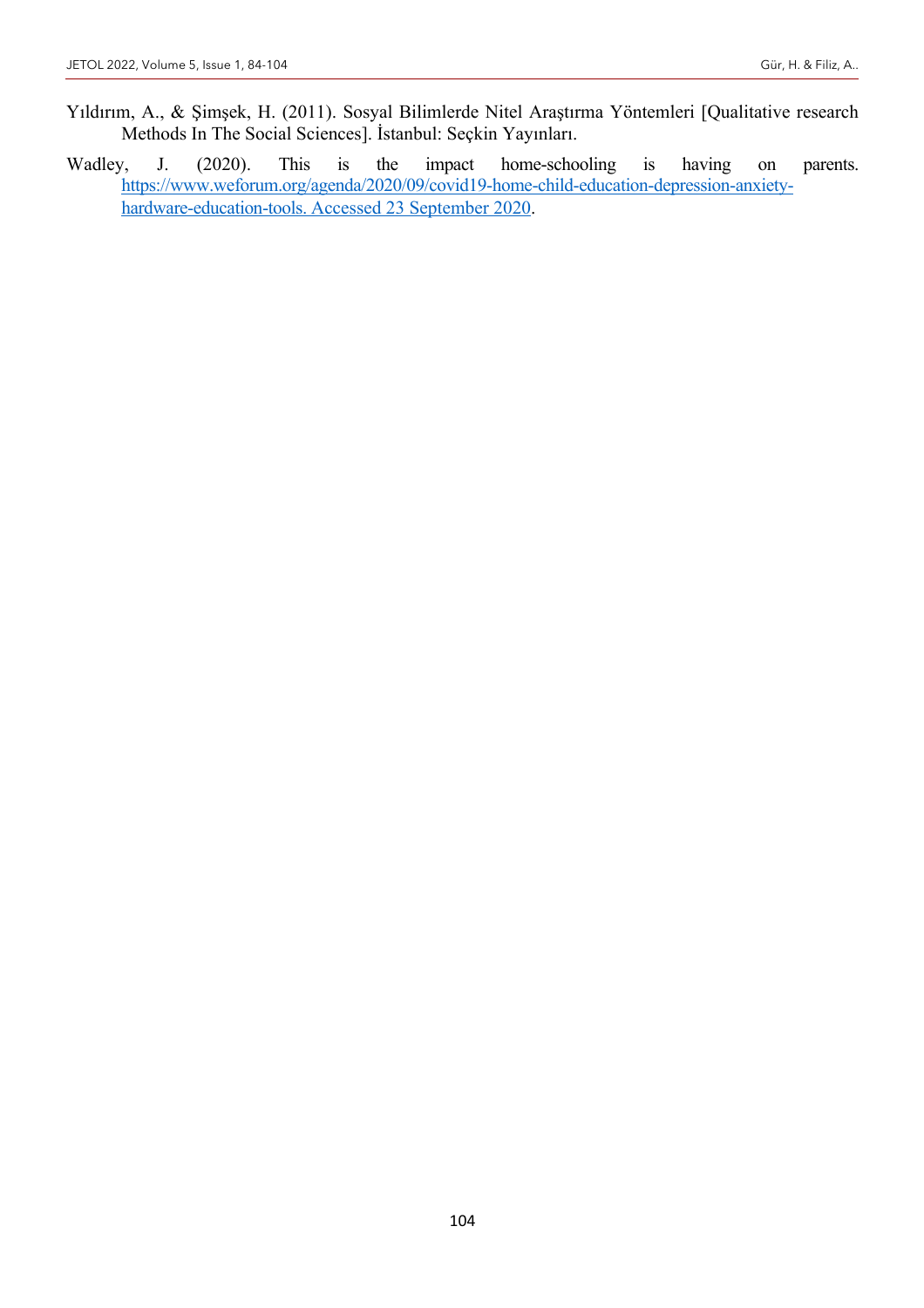Yıldırım, A., & Şimşek, H. (2011). Sosyal Bilimlerde Nitel Araştırma Yöntemleri [Qualitative research Methods In The Social Sciences]. İstanbul: Seçkin Yayınları.

Wadley, J. (2020). This is the impact home-schooling is having on parents. https://www.weforum.org/agenda/2020/09/covid19-home-child-education-depression-anxiety-hardware-education-tools. Accessed 23 September 2020.